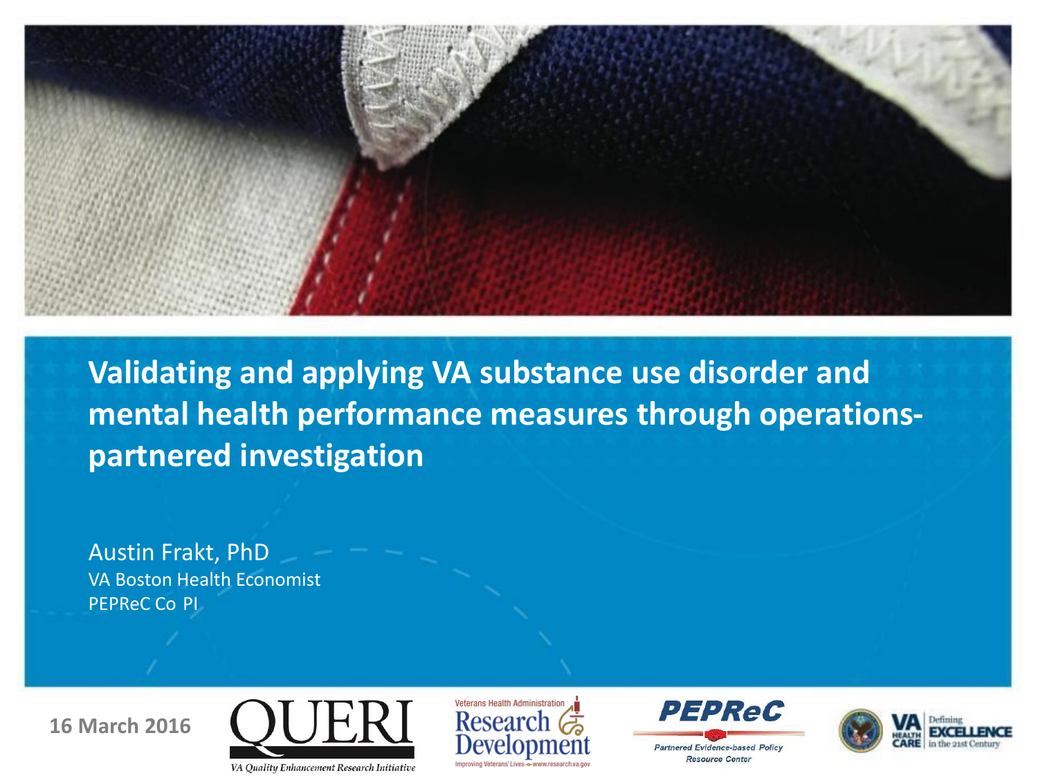# Validating and applying VA substance use disorder and mental health performance measures through operations-partnered investigation

Austin Frakt, PhD

VA Boston Health Economist

PEPReC Co PI

**16 March 2016**

QUERI

*VA Quality Enhancement Research Initiative*

Veterans Health Administration Research & Development

Improving Veterans' Lives www.research.va.gov

PEPReC

*Partnered Evidence-based Policy Resource Center*

VA HEALTH CARE | Defining EXCELLENCE in the 21st Century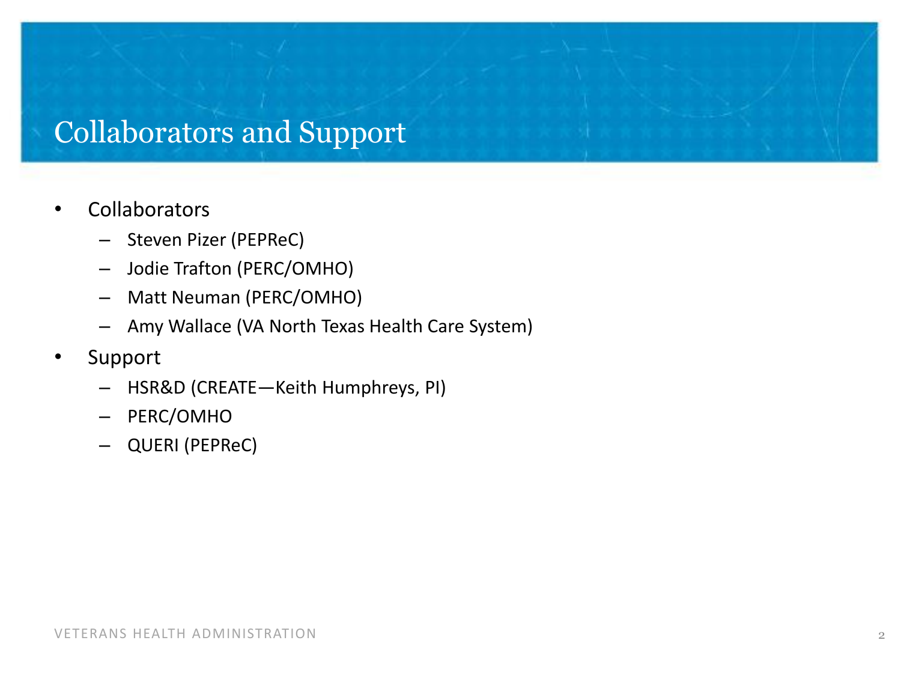# Collaborators and Support

- Collaborators
  - Steven Pizer (PEPReC)
  - Jodie Trafton (PERC/OMHO)
  - Matt Neuman (PERC/OMHO)
  - Amy Wallace (VA North Texas Health Care System)
- Support
  - HSR&D (CREATE—Keith Humphreys, PI)
  - PERC/OMHO
  - QUERI (PEPReC)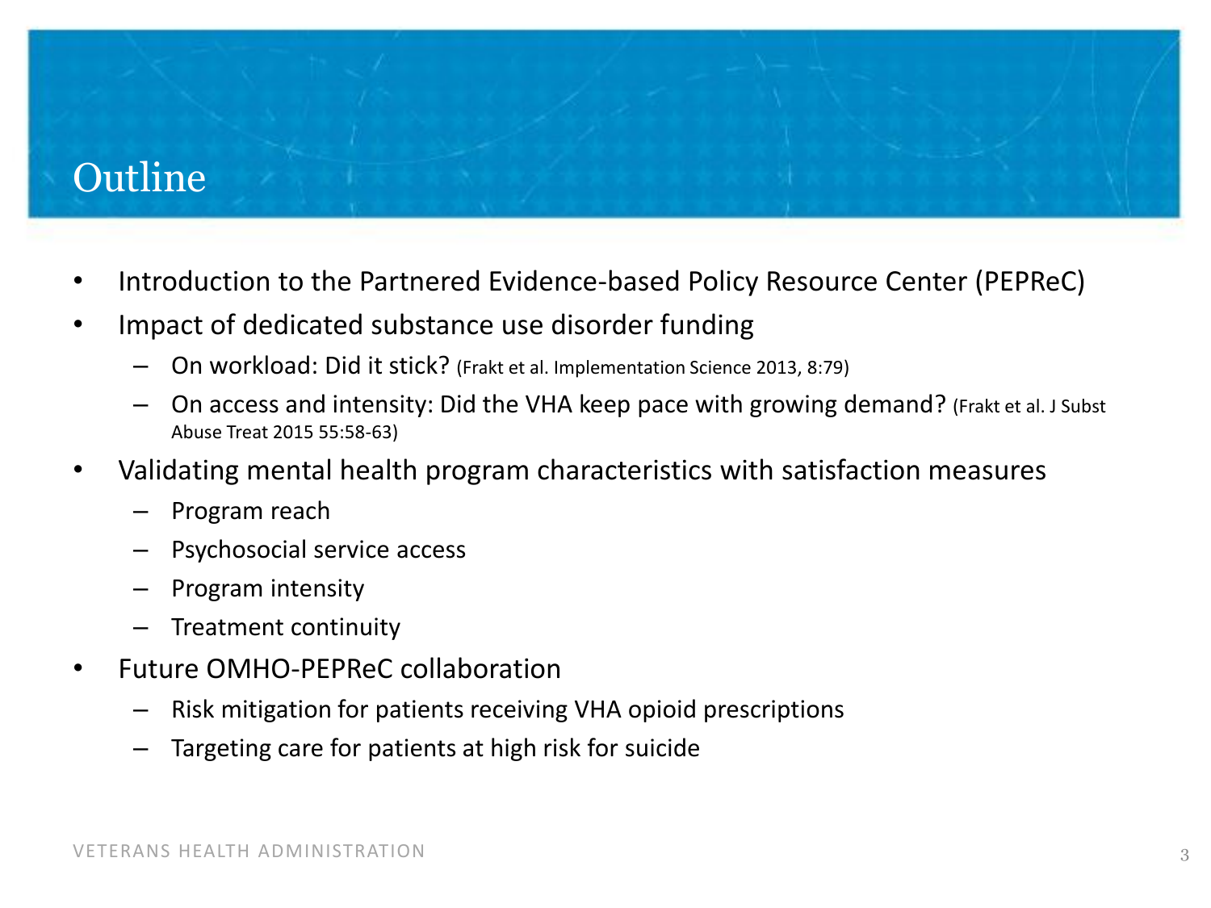# Outline

- Introduction to the Partnered Evidence-based Policy Resource Center (PEPReC)
- Impact of dedicated substance use disorder funding
  - On workload: Did it stick? (Frakt et al. Implementation Science 2013, 8:79)
  - On access and intensity: Did the VHA keep pace with growing demand? (Frakt et al. J Subst Abuse Treat 2015 55:58-63)
- Validating mental health program characteristics with satisfaction measures
  - Program reach
  - Psychosocial service access
  - Program intensity
  - Treatment continuity
- Future OMHO-PEPReC collaboration
  - Risk mitigation for patients receiving VHA opioid prescriptions
  - Targeting care for patients at high risk for suicide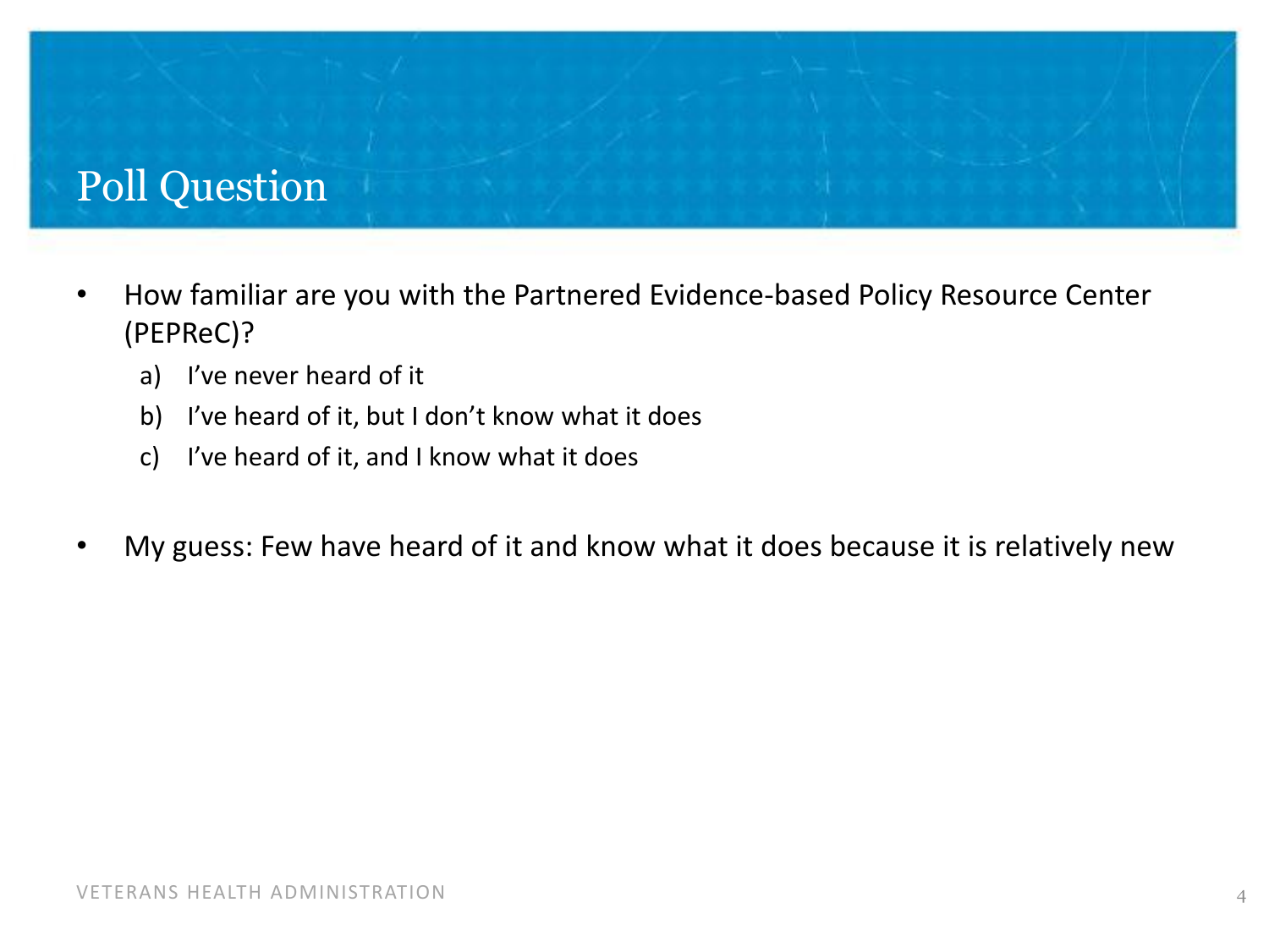# Poll Question

- How familiar are you with the Partnered Evidence-based Policy Resource Center (PEPReC)?
  a) I've never heard of it
  b) I've heard of it, but I don't know what it does
  c) I've heard of it, and I know what it does

- My guess: Few have heard of it and know what it does because it is relatively new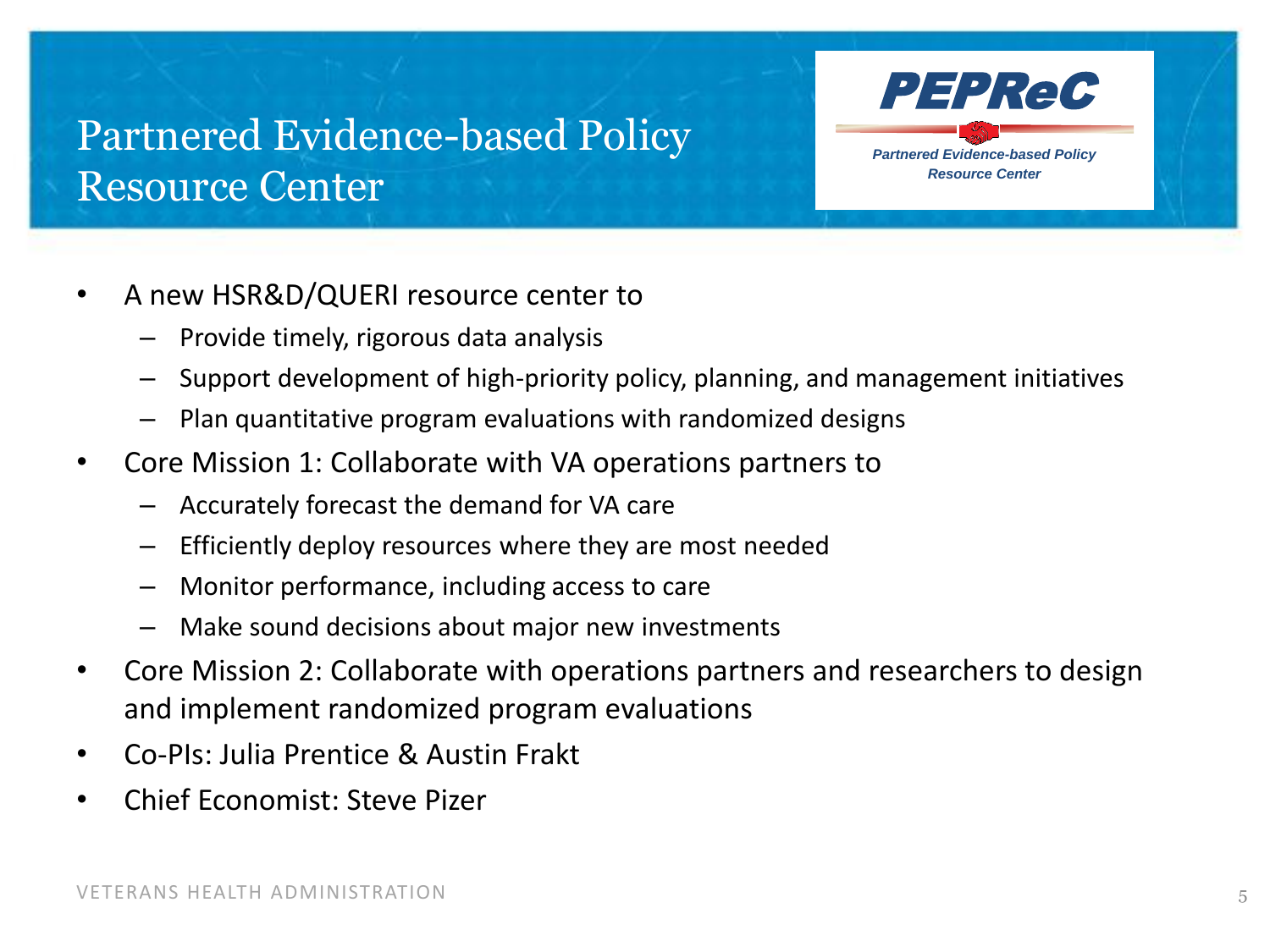# Partnered Evidence-based Policy Resource Center

**PEPReC**

*Partnered Evidence-based Policy Resource Center*

- A new HSR&D/QUERI resource center to
  - Provide timely, rigorous data analysis
  - Support development of high-priority policy, planning, and management initiatives
  - Plan quantitative program evaluations with randomized designs
- Core Mission 1: Collaborate with VA operations partners to
  - Accurately forecast the demand for VA care
  - Efficiently deploy resources where they are most needed
  - Monitor performance, including access to care
  - Make sound decisions about major new investments
- Core Mission 2: Collaborate with operations partners and researchers to design and implement randomized program evaluations
- Co-PIs: Julia Prentice & Austin Frakt
- Chief Economist: Steve Pizer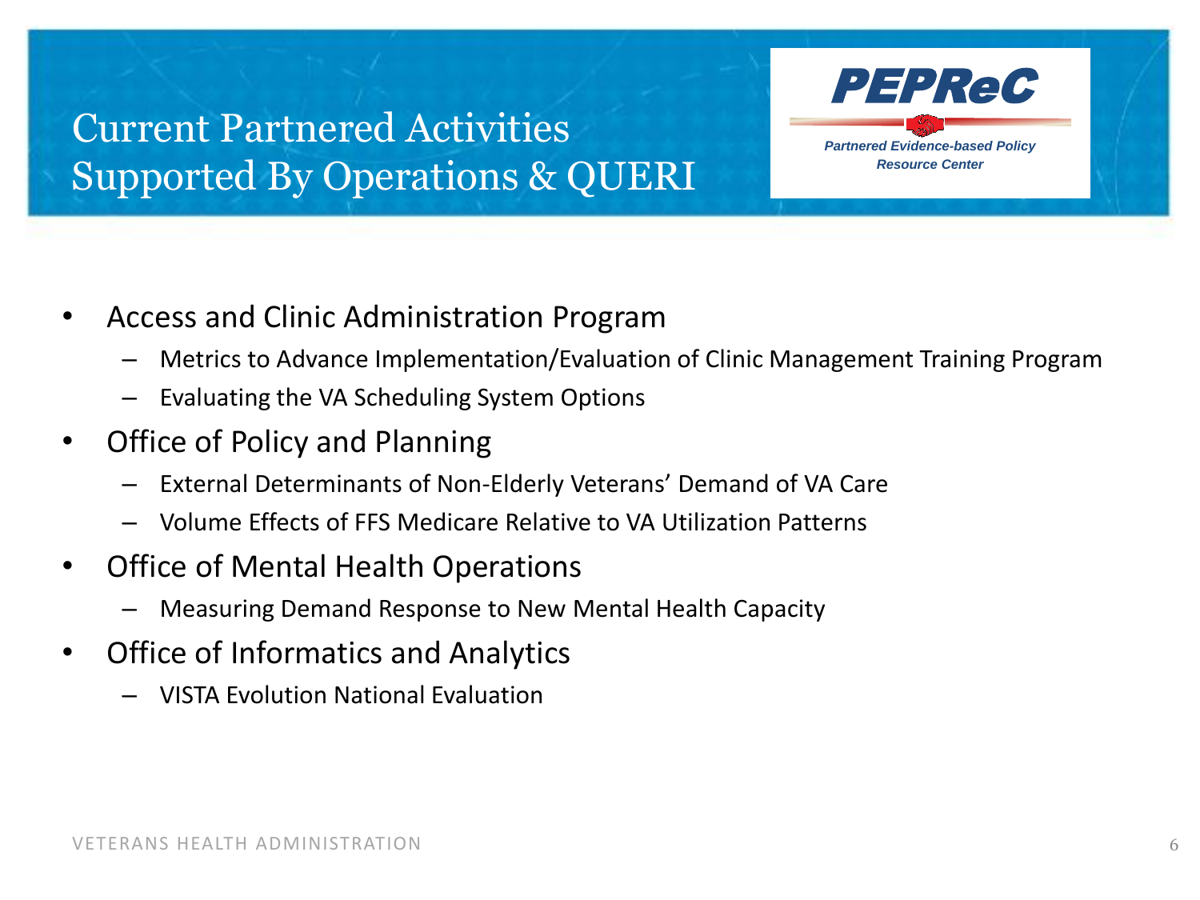# Current Partnered Activities Supported By Operations & QUERI

**PEPReC**

*Partnered Evidence-based Policy Resource Center*

- Access and Clinic Administration Program
  - Metrics to Advance Implementation/Evaluation of Clinic Management Training Program
  - Evaluating the VA Scheduling System Options
- Office of Policy and Planning
  - External Determinants of Non-Elderly Veterans' Demand of VA Care
  - Volume Effects of FFS Medicare Relative to VA Utilization Patterns
- Office of Mental Health Operations
  - Measuring Demand Response to New Mental Health Capacity
- Office of Informatics and Analytics
  - VISTA Evolution National Evaluation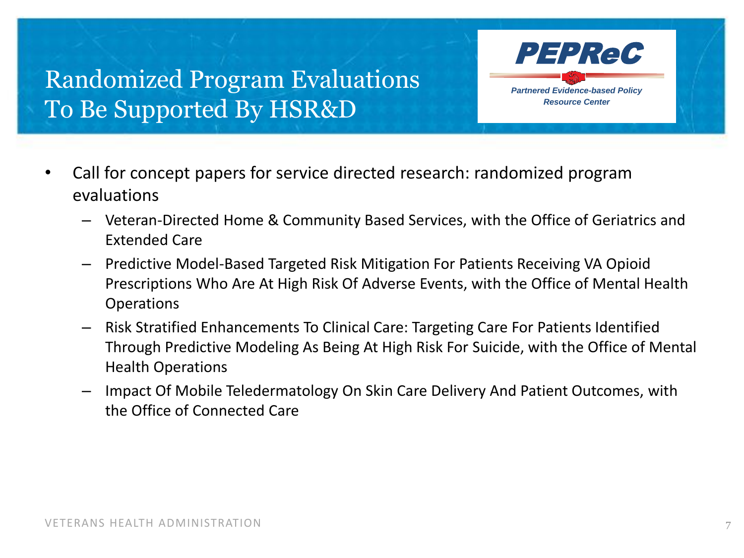# Randomized Program Evaluations To Be Supported By HSR&D

**PEPReC**

*Partnered Evidence-based Policy Resource Center*

- Call for concept papers for service directed research: randomized program evaluations
  - Veteran-Directed Home & Community Based Services, with the Office of Geriatrics and Extended Care
  - Predictive Model-Based Targeted Risk Mitigation For Patients Receiving VA Opioid Prescriptions Who Are At High Risk Of Adverse Events, with the Office of Mental Health Operations
  - Risk Stratified Enhancements To Clinical Care: Targeting Care For Patients Identified Through Predictive Modeling As Being At High Risk For Suicide, with the Office of Mental Health Operations
  - Impact Of Mobile Teledermatology On Skin Care Delivery And Patient Outcomes, with the Office of Connected Care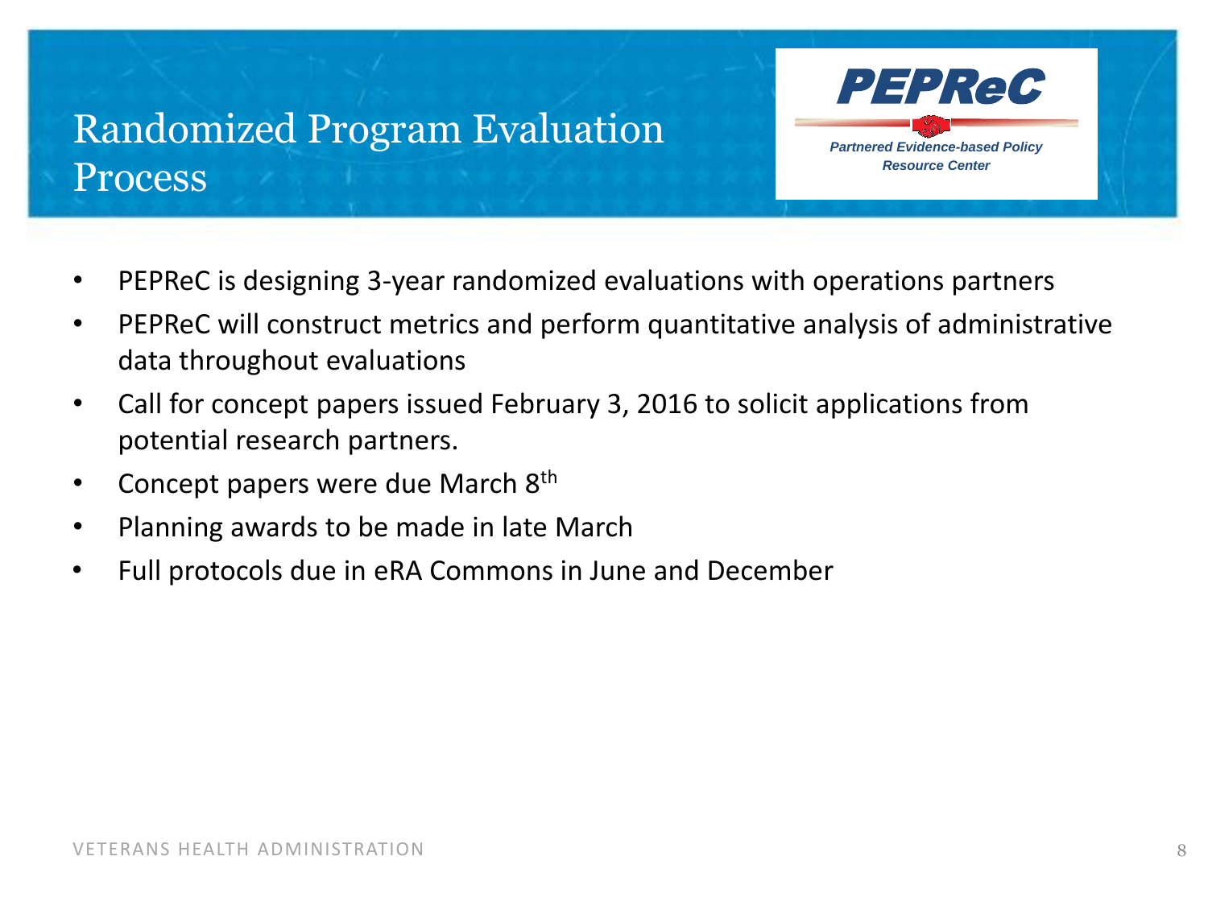# Randomized Program Evaluation Process

PEPReC

*Partnered Evidence-based Policy Resource Center*

- PEPReC is designing 3-year randomized evaluations with operations partners
- PEPReC will construct metrics and perform quantitative analysis of administrative data throughout evaluations
- Call for concept papers issued February 3, 2016 to solicit applications from potential research partners.
- Concept papers were due March 8th
- Planning awards to be made in late March
- Full protocols due in eRA Commons in June and December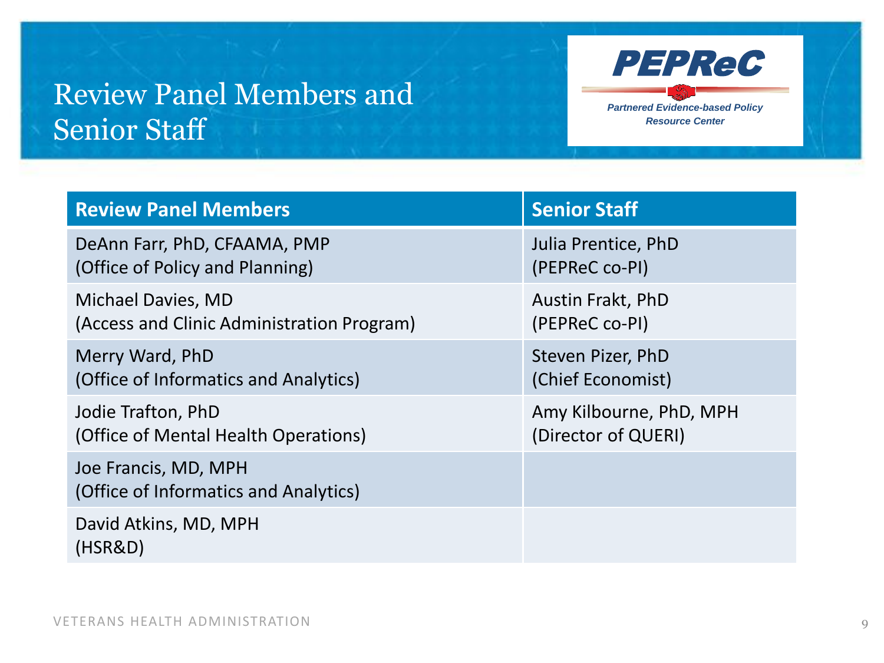# Review Panel Members and Senior Staff

PEPReC

*Partnered Evidence-based Policy Resource Center*

| Review Panel Members | Senior Staff |
|---|---|
| DeAnn Farr, PhD, CFAAMA, PMP (Office of Policy and Planning) | Julia Prentice, PhD (PEPReC co-PI) |
| Michael Davies, MD (Access and Clinic Administration Program) | Austin Frakt, PhD (PEPReC co-PI) |
| Merry Ward, PhD (Office of Informatics and Analytics) | Steven Pizer, PhD (Chief Economist) |
| Jodie Trafton, PhD (Office of Mental Health Operations) | Amy Kilbourne, PhD, MPH (Director of QUERI) |
| Joe Francis, MD, MPH (Office of Informatics and Analytics) | |
| David Atkins, MD, MPH (HSR&D) | |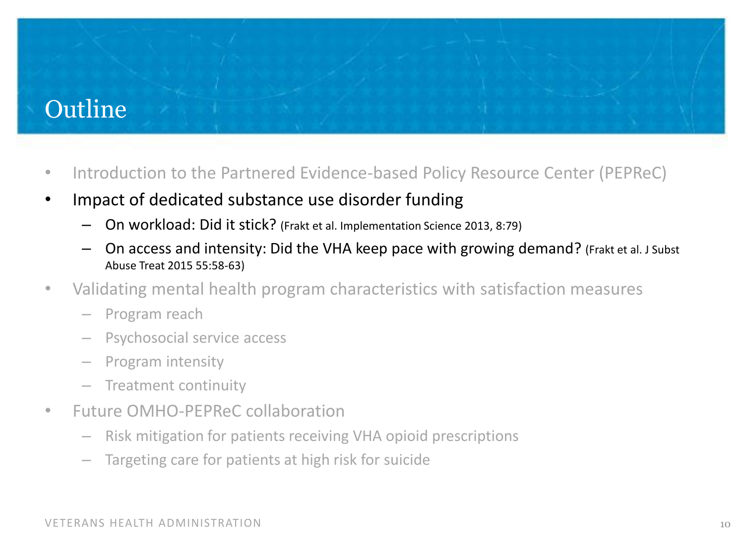# Outline

- Introduction to the Partnered Evidence-based Policy Resource Center (PEPReC)
- Impact of dedicated substance use disorder funding
  - On workload: Did it stick? (Frakt et al. Implementation Science 2013, 8:79)
  - On access and intensity: Did the VHA keep pace with growing demand? (Frakt et al. J Subst Abuse Treat 2015 55:58-63)
- Validating mental health program characteristics with satisfaction measures
  - Program reach
  - Psychosocial service access
  - Program intensity
  - Treatment continuity
- Future OMHO-PEPReC collaboration
  - Risk mitigation for patients receiving VHA opioid prescriptions
  - Targeting care for patients at high risk for suicide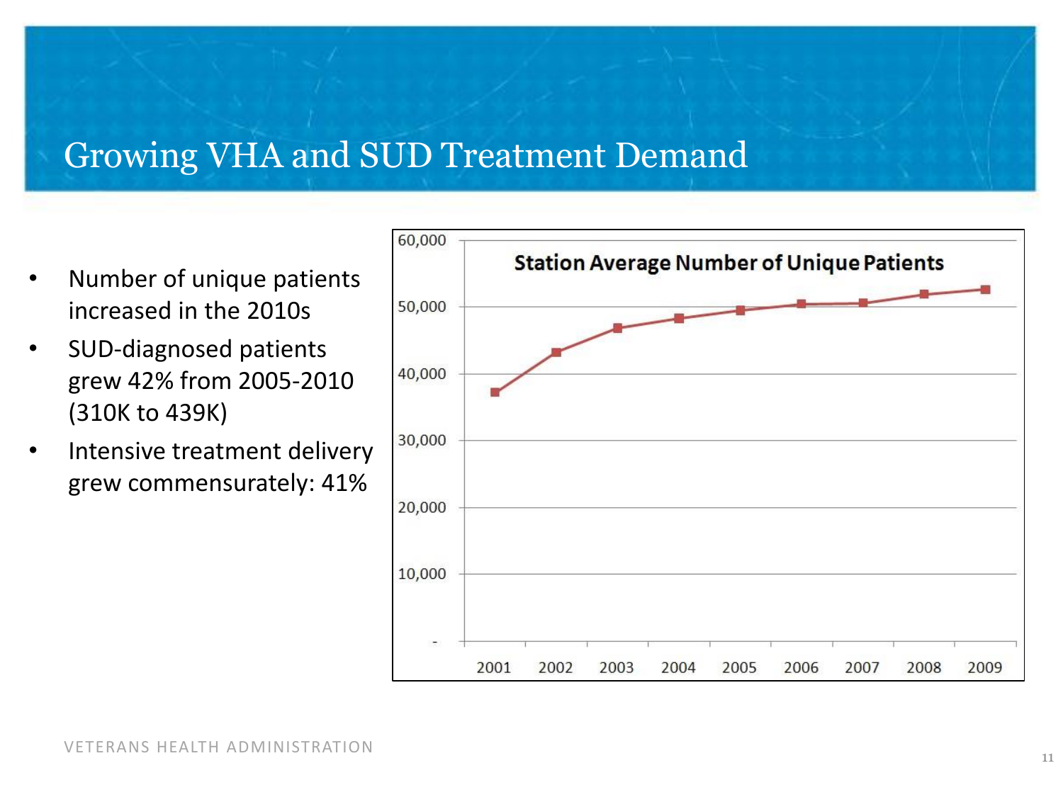# Growing VHA and SUD Treatment Demand

- Number of unique patients increased in the 2010s
- SUD-diagnosed patients grew 42% from 2005-2010 (310K to 439K)
- Intensive treatment delivery grew commensurately: 41%

**Station Average Number of Unique Patients**

| Year | Station Average Number of Unique Patients (approx.) |
|---|---|
| 2001 | ~37,000 |
| 2002 | ~43,000 |
| 2003 | ~47,000 |
| 2004 | ~48,000 |
| 2005 | ~49,500 |
| 2006 | ~50,500 |
| 2007 | ~50,500 |
| 2008 | ~52,000 |
| 2009 | ~52,500 |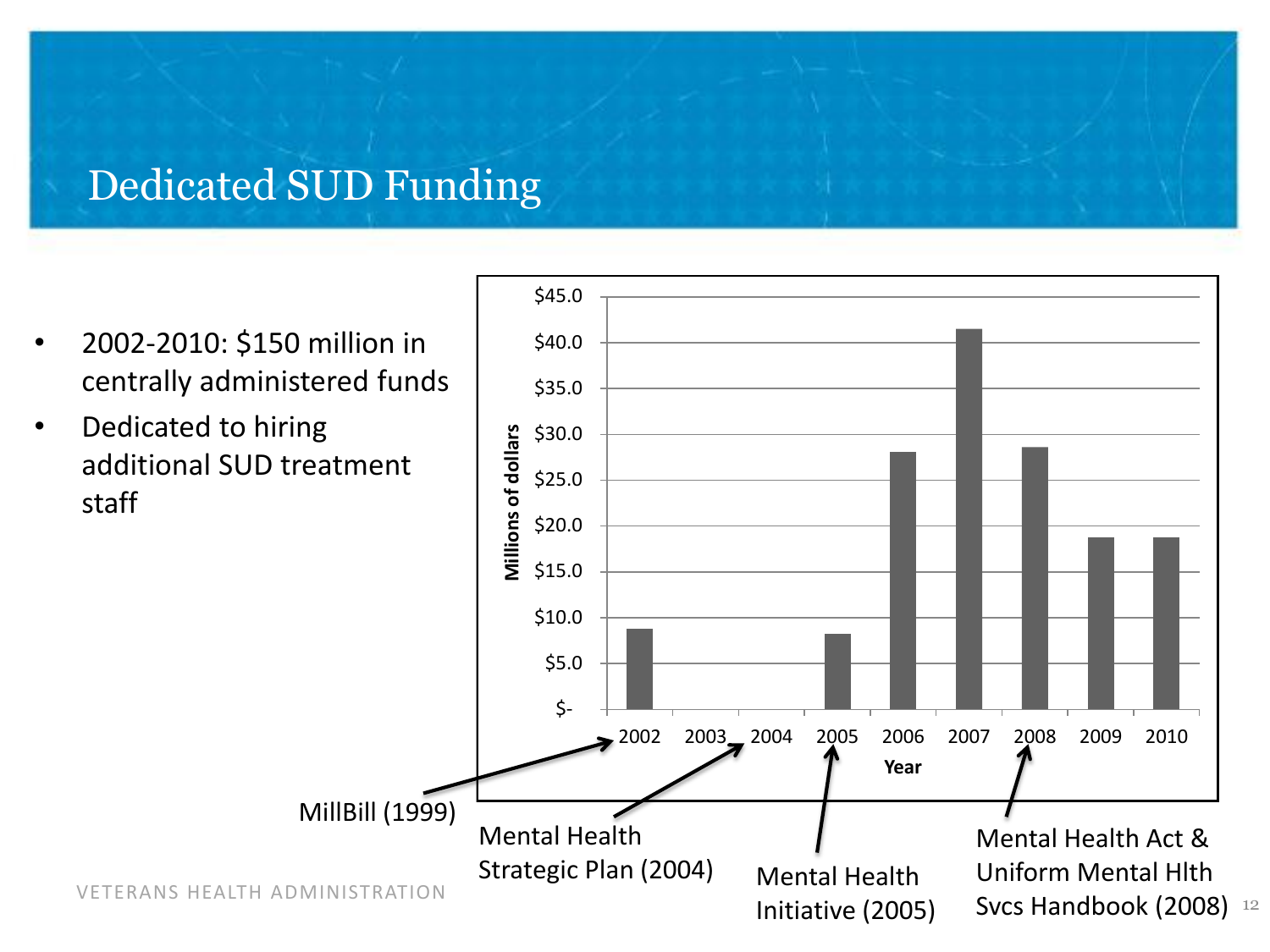# Dedicated SUD Funding

- 2002-2010: $150 million in centrally administered funds
- Dedicated to hiring additional SUD treatment staff

| Year | Millions of dollars |
|---|---|
| 2002 | ~$8.8 |
| 2003 | $- |
| 2004 | $- |
| 2005 | ~$8.2 |
| 2006 | ~$28.0 |
| 2007 | ~$41.5 |
| 2008 | ~$28.6 |
| 2009 | ~$18.7 |
| 2010 | ~$18.7 |

MillBill (1999) → 2002

Mental Health Strategic Plan (2004) → 2004

Mental Health Initiative (2005) → 2005

Mental Health Act & Uniform Mental Hlth Svcs Handbook (2008) → 2008

VETERANS HEALTH ADMINISTRATION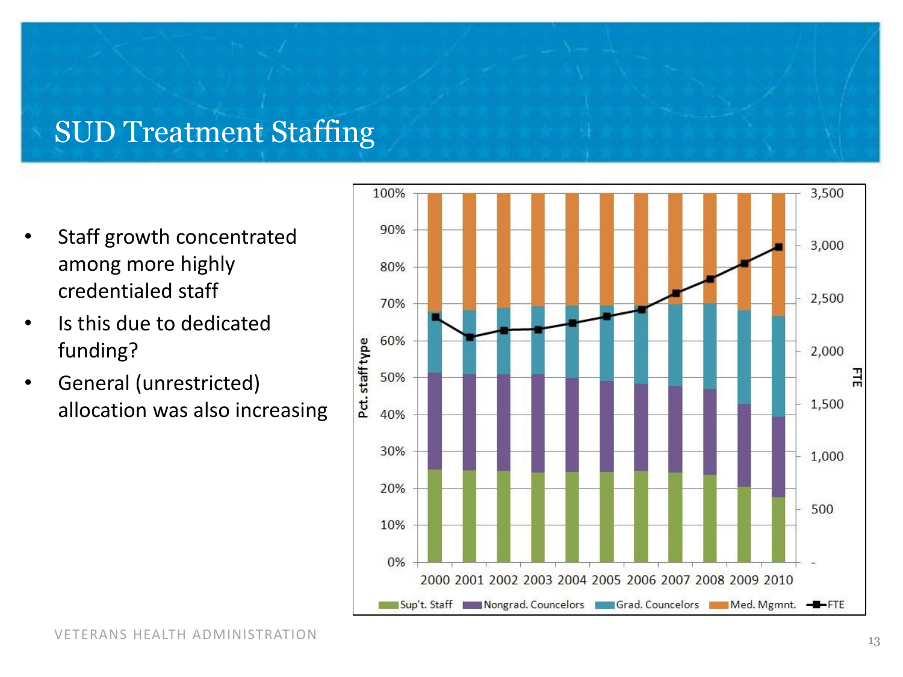# SUD Treatment Staffing

- Staff growth concentrated among more highly credentialed staff
- Is this due to dedicated funding?
- General (unrestricted) allocation was also increasing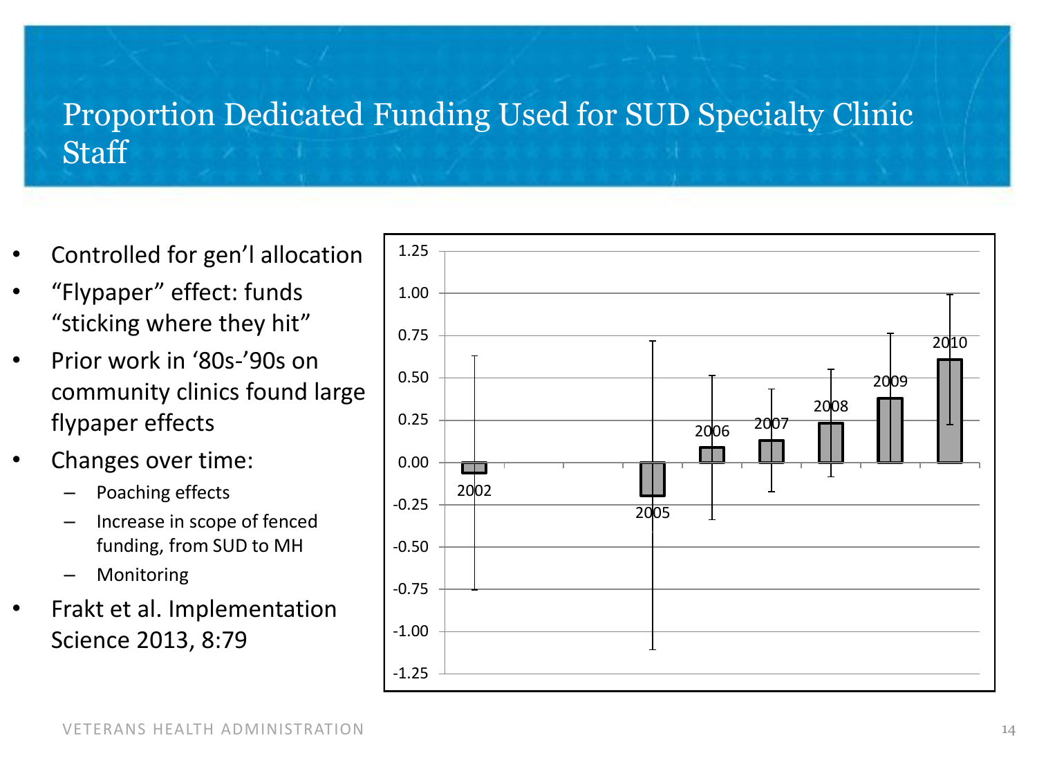# Proportion Dedicated Funding Used for SUD Specialty Clinic Staff

- Controlled for gen'l allocation
- "Flypaper" effect: funds "sticking where they hit"
- Prior work in '80s-'90s on community clinics found large flypaper effects
- Changes over time:
  - Poaching effects
  - Increase in scope of fenced funding, from SUD to MH
  - Monitoring
- Frakt et al. Implementation Science 2013, 8:79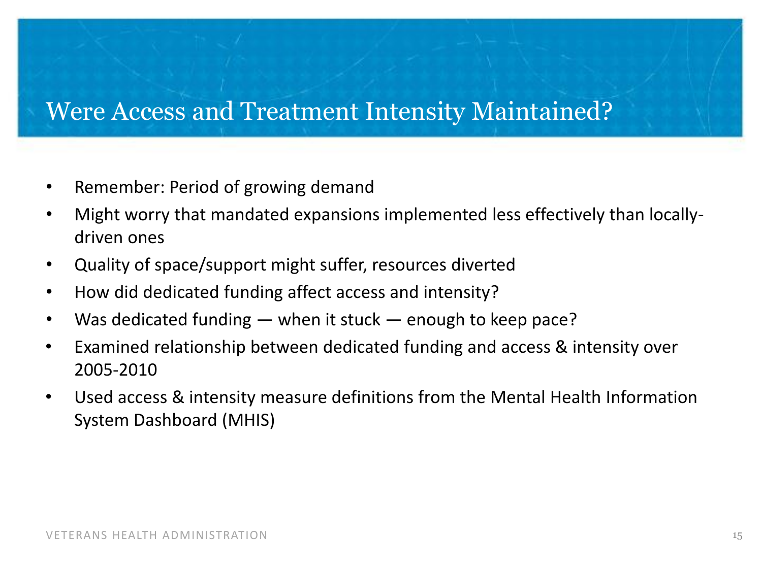# Were Access and Treatment Intensity Maintained?

- Remember: Period of growing demand
- Might worry that mandated expansions implemented less effectively than locally-driven ones
- Quality of space/support might suffer, resources diverted
- How did dedicated funding affect access and intensity?
- Was dedicated funding — when it stuck — enough to keep pace?
- Examined relationship between dedicated funding and access & intensity over 2005-2010
- Used access & intensity measure definitions from the Mental Health Information System Dashboard (MHIS)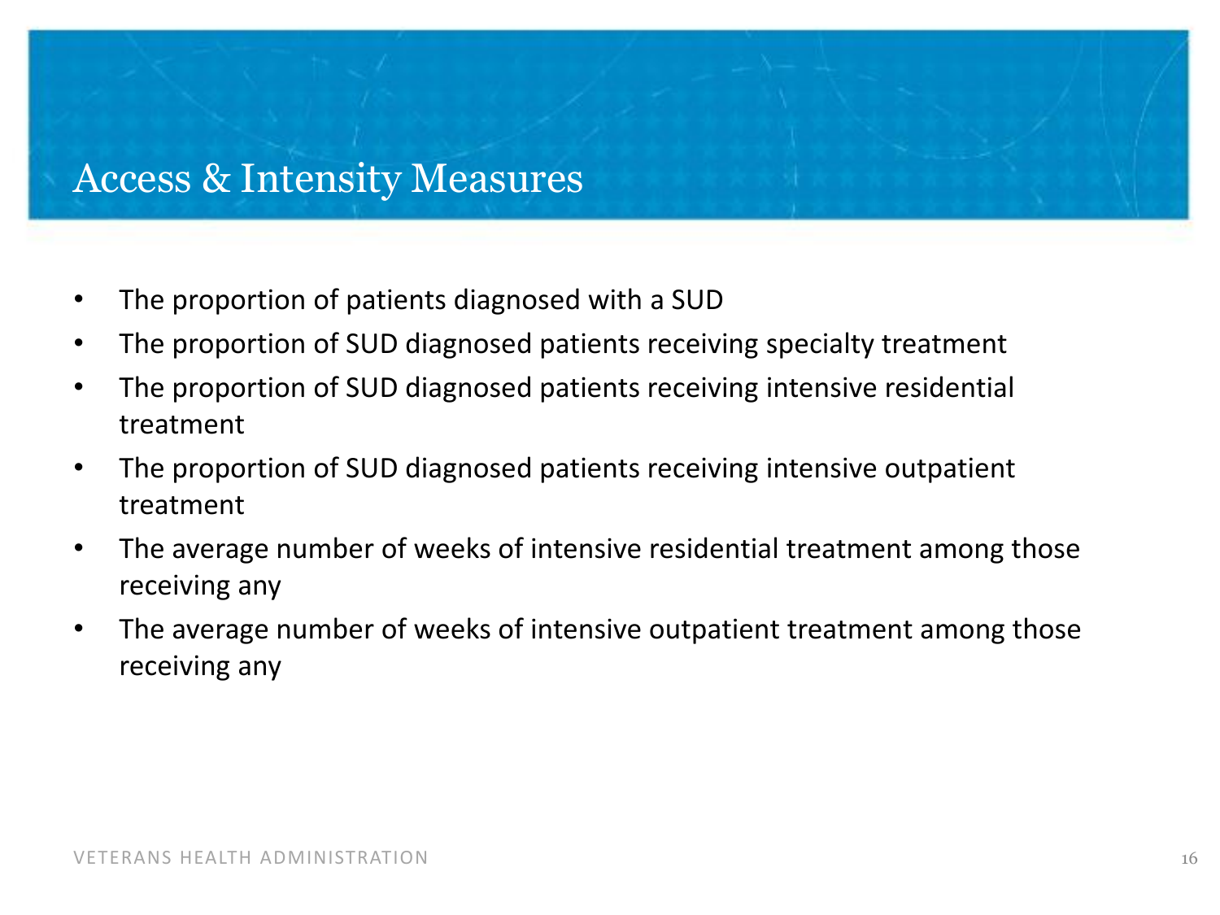# Access & Intensity Measures

- The proportion of patients diagnosed with a SUD
- The proportion of SUD diagnosed patients receiving specialty treatment
- The proportion of SUD diagnosed patients receiving intensive residential treatment
- The proportion of SUD diagnosed patients receiving intensive outpatient treatment
- The average number of weeks of intensive residential treatment among those receiving any
- The average number of weeks of intensive outpatient treatment among those receiving any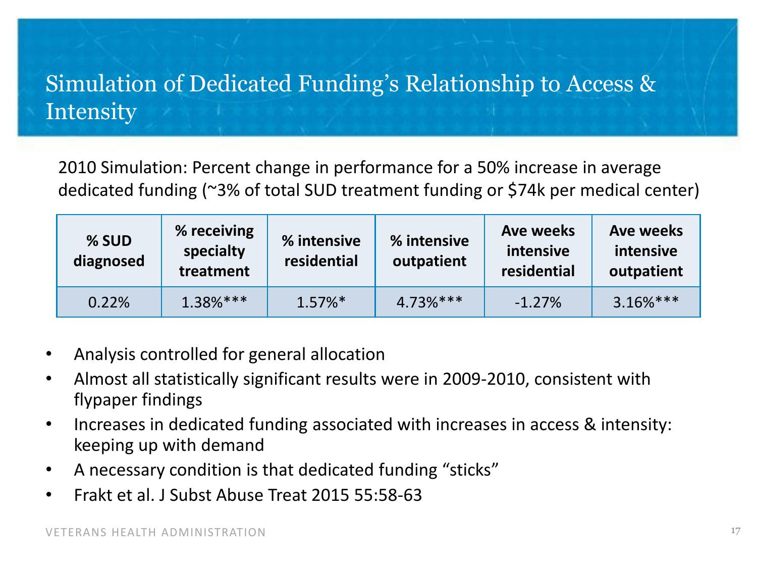# Simulation of Dedicated Funding's Relationship to Access & Intensity

2010 Simulation: Percent change in performance for a 50% increase in average dedicated funding (~3% of total SUD treatment funding or $74k per medical center)

| % SUD diagnosed | % receiving specialty treatment | % intensive residential | % intensive outpatient | Ave weeks intensive residential | Ave weeks intensive outpatient |
|---|---|---|---|---|---|
| 0.22% | 1.38%*** | 1.57%* | 4.73%*** | -1.27% | 3.16%*** |

- Analysis controlled for general allocation
- Almost all statistically significant results were in 2009-2010, consistent with flypaper findings
- Increases in dedicated funding associated with increases in access & intensity: keeping up with demand
- A necessary condition is that dedicated funding "sticks"
- Frakt et al. J Subst Abuse Treat 2015 55:58-63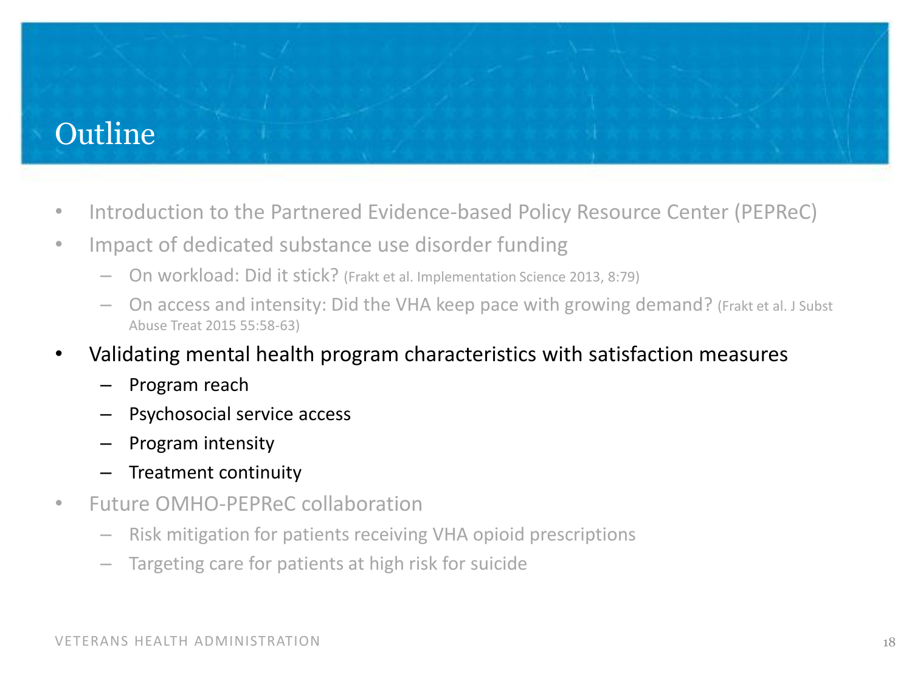# Outline

- Introduction to the Partnered Evidence-based Policy Resource Center (PEPReC)
- Impact of dedicated substance use disorder funding
  - On workload: Did it stick? (Frakt et al. Implementation Science 2013, 8:79)
  - On access and intensity: Did the VHA keep pace with growing demand? (Frakt et al. J Subst Abuse Treat 2015 55:58-63)
- Validating mental health program characteristics with satisfaction measures
  - Program reach
  - Psychosocial service access
  - Program intensity
  - Treatment continuity
- Future OMHO-PEPReC collaboration
  - Risk mitigation for patients receiving VHA opioid prescriptions
  - Targeting care for patients at high risk for suicide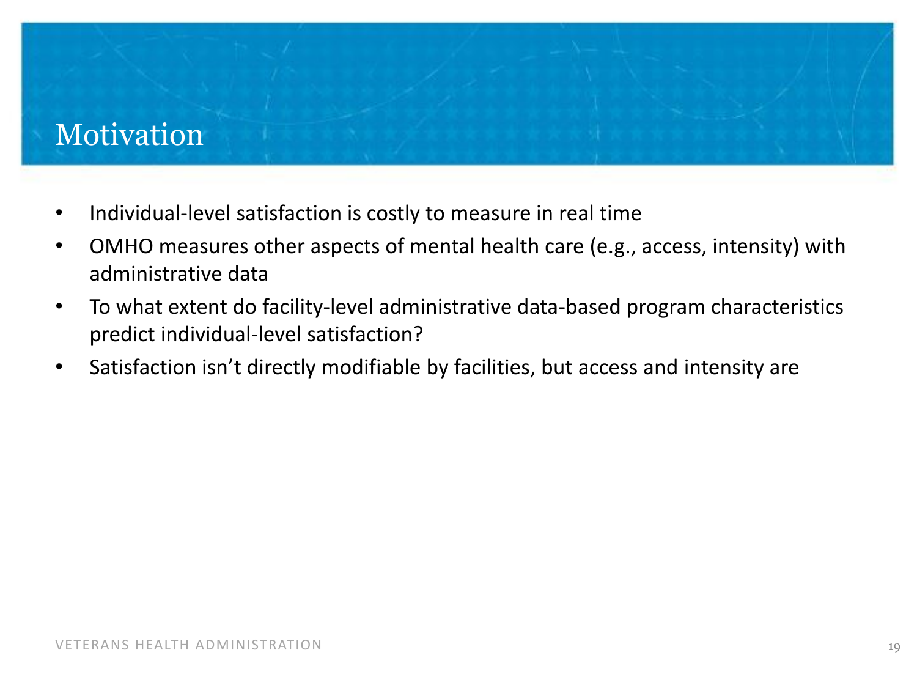# Motivation

- Individual-level satisfaction is costly to measure in real time
- OMHO measures other aspects of mental health care (e.g., access, intensity) with administrative data
- To what extent do facility-level administrative data-based program characteristics predict individual-level satisfaction?
- Satisfaction isn't directly modifiable by facilities, but access and intensity are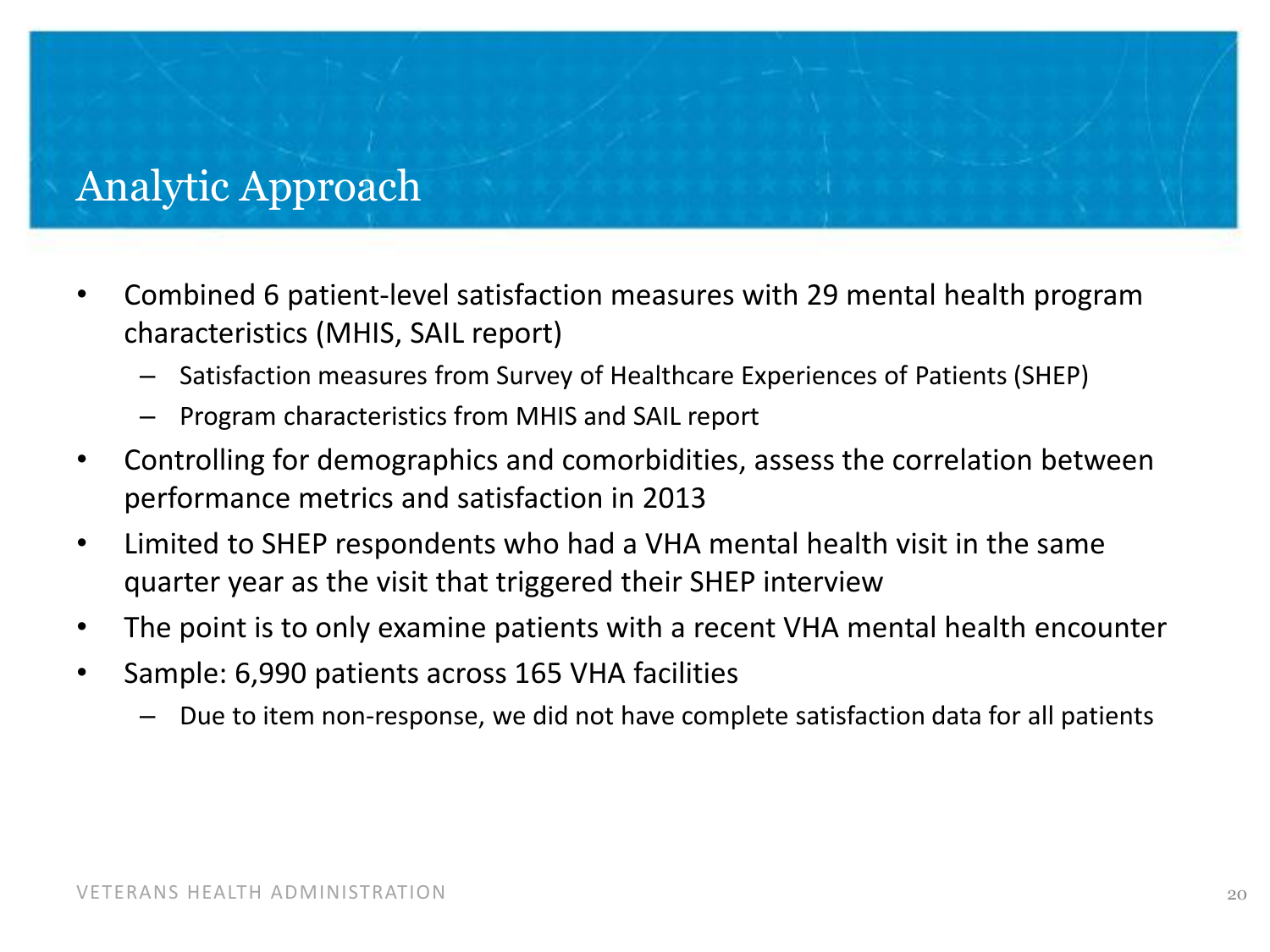# Analytic Approach

- Combined 6 patient-level satisfaction measures with 29 mental health program characteristics (MHIS, SAIL report)
  - Satisfaction measures from Survey of Healthcare Experiences of Patients (SHEP)
  - Program characteristics from MHIS and SAIL report
- Controlling for demographics and comorbidities, assess the correlation between performance metrics and satisfaction in 2013
- Limited to SHEP respondents who had a VHA mental health visit in the same quarter year as the visit that triggered their SHEP interview
- The point is to only examine patients with a recent VHA mental health encounter
- Sample: 6,990 patients across 165 VHA facilities
  - Due to item non-response, we did not have complete satisfaction data for all patients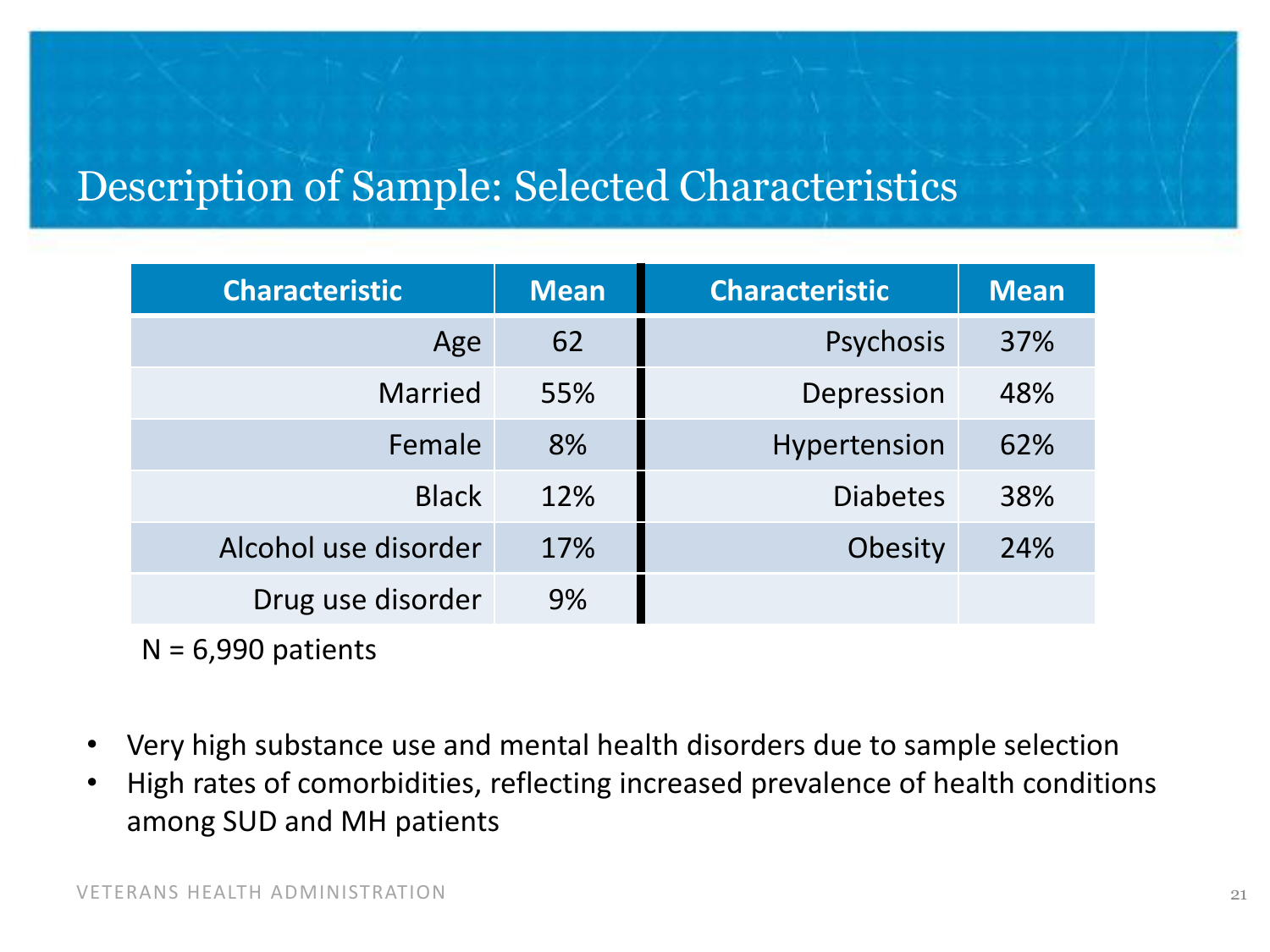# Description of Sample: Selected Characteristics

| Characteristic | Mean | Characteristic | Mean |
|---|---|---|---|
| Age | 62 | Psychosis | 37% |
| Married | 55% | Depression | 48% |
| Female | 8% | Hypertension | 62% |
| Black | 12% | Diabetes | 38% |
| Alcohol use disorder | 17% | Obesity | 24% |
| Drug use disorder | 9% | | |

N = 6,990 patients

- Very high substance use and mental health disorders due to sample selection
- High rates of comorbidities, reflecting increased prevalence of health conditions among SUD and MH patients

VETERANS HEALTH ADMINISTRATION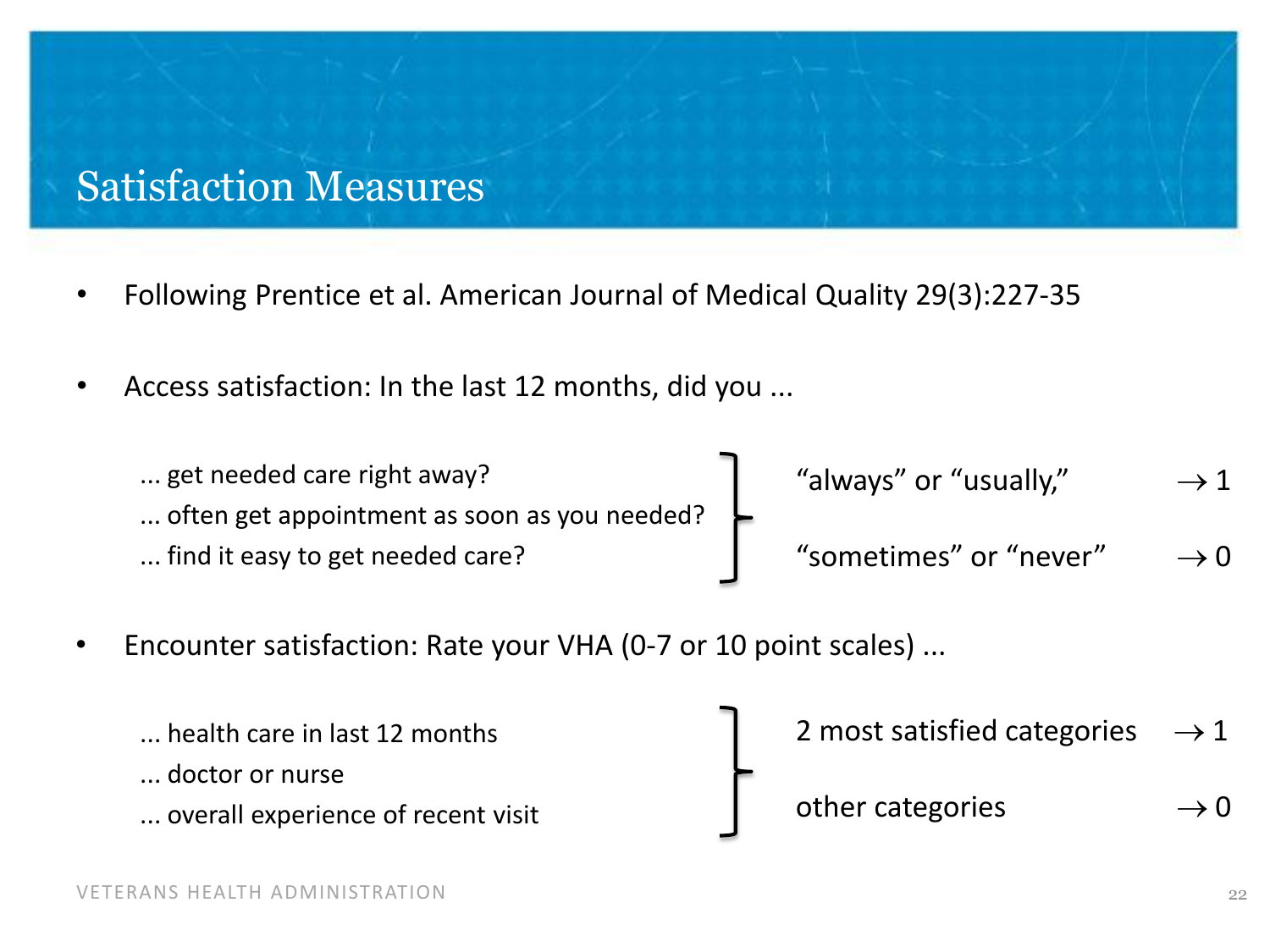# Satisfaction Measures

- Following Prentice et al. American Journal of Medical Quality 29(3):227-35

- Access satisfaction: In the last 12 months, did you ...

  ... get needed care right away?
  ... often get appointment as soon as you needed?
  ... find it easy to get needed care?

  "always" or "usually," $\rightarrow$ 1

  "sometimes" or "never" $\rightarrow$ 0

- Encounter satisfaction: Rate your VHA (0-7 or 10 point scales) ...

  ... health care in last 12 months
  ... doctor or nurse
  ... overall experience of recent visit

  2 most satisfied categories $\rightarrow$ 1

  other categories $\rightarrow$ 0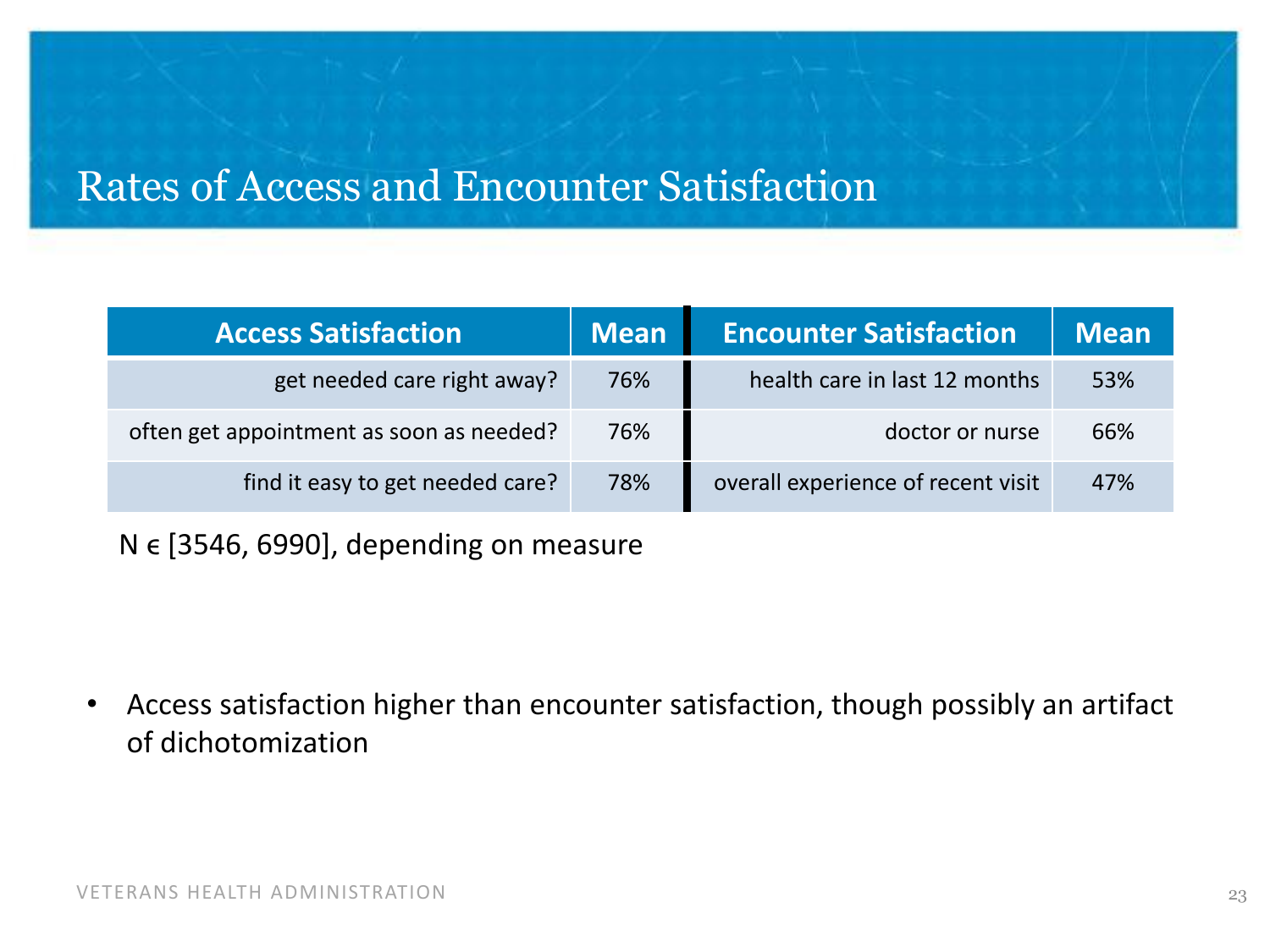# Rates of Access and Encounter Satisfaction

| Access Satisfaction | Mean | Encounter Satisfaction | Mean |
|---|---|---|---|
| get needed care right away? | 76% | health care in last 12 months | 53% |
| often get appointment as soon as needed? | 76% | doctor or nurse | 66% |
| find it easy to get needed care? | 78% | overall experience of recent visit | 47% |

N $\epsilon$ [3546, 6990], depending on measure

- Access satisfaction higher than encounter satisfaction, though possibly an artifact of dichotomization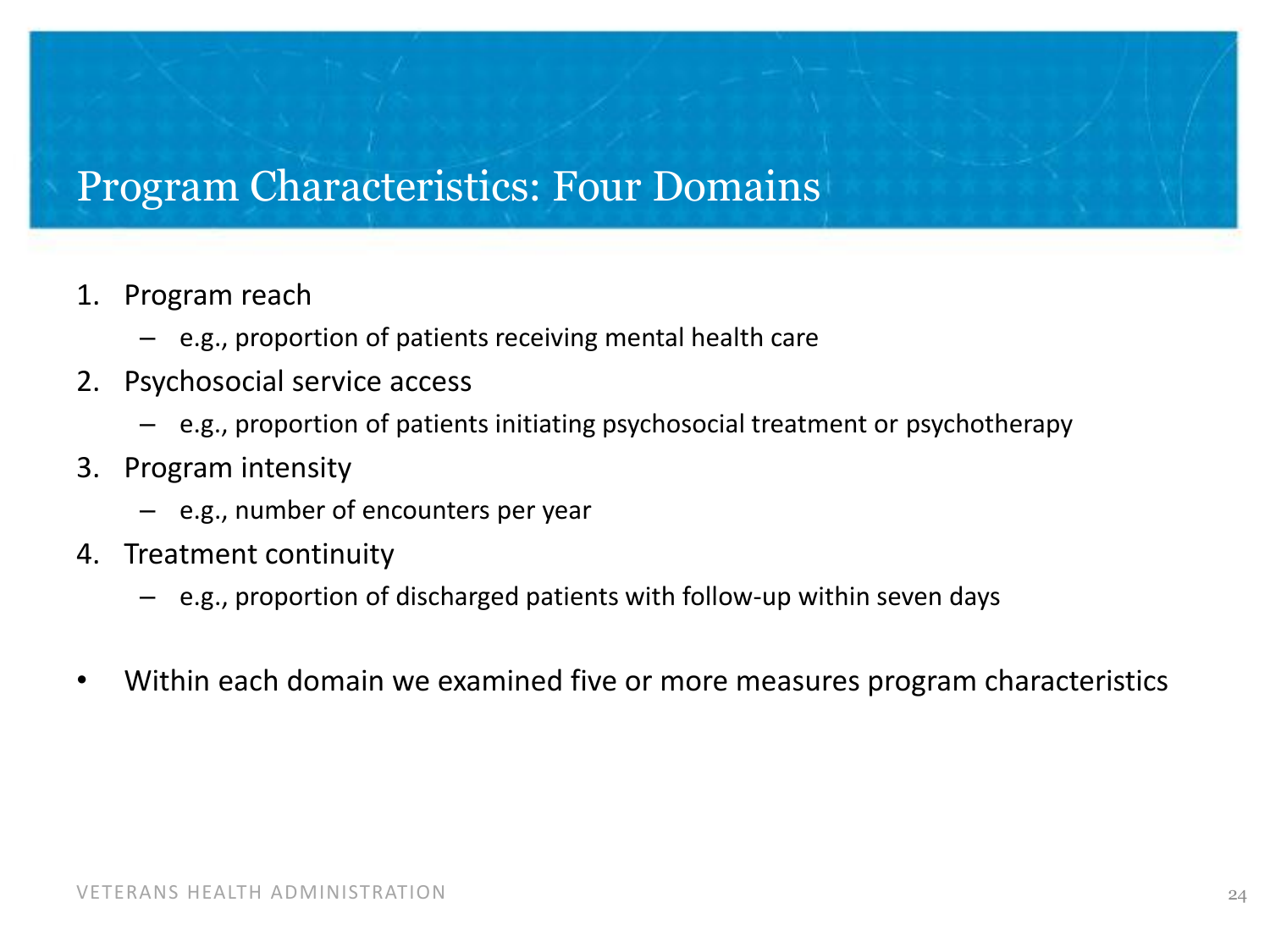# Program Characteristics: Four Domains

1. Program reach
   - e.g., proportion of patients receiving mental health care
2. Psychosocial service access
   - e.g., proportion of patients initiating psychosocial treatment or psychotherapy
3. Program intensity
   - e.g., number of encounters per year
4. Treatment continuity
   - e.g., proportion of discharged patients with follow-up within seven days

- Within each domain we examined five or more measures program characteristics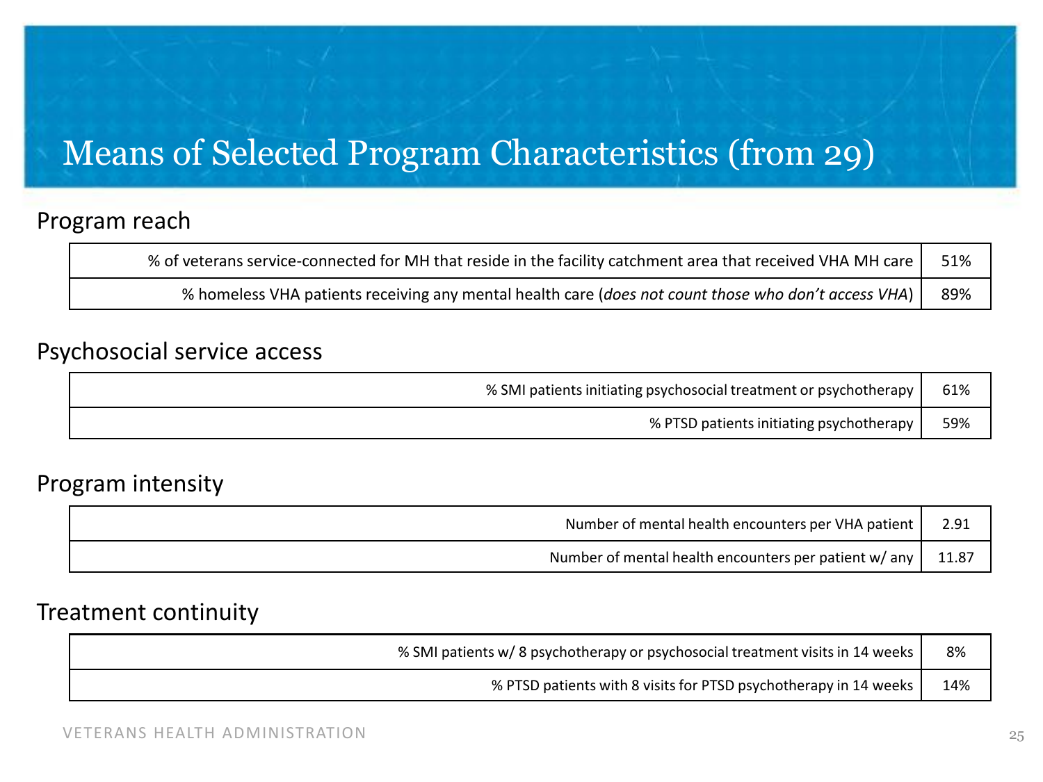# Means of Selected Program Characteristics (from 29)

## Program reach

| | |
|---|---|
| % of veterans service-connected for MH that reside in the facility catchment area that received VHA MH care | 51% |
| % homeless VHA patients receiving any mental health care (*does not count those who don't access VHA*) | 89% |

## Psychosocial service access

| | |
|---|---|
| % SMI patients initiating psychosocial treatment or psychotherapy | 61% |
| % PTSD patients initiating psychotherapy | 59% |

## Program intensity

| | |
|---|---|
| Number of mental health encounters per VHA patient | 2.91 |
| Number of mental health encounters per patient w/ any | 11.87 |

## Treatment continuity

| | |
|---|---|
| % SMI patients w/ 8 psychotherapy or psychosocial treatment visits in 14 weeks | 8% |
| % PTSD patients with 8 visits for PTSD psychotherapy in 14 weeks | 14% |

VETERANS HEALTH ADMINISTRATION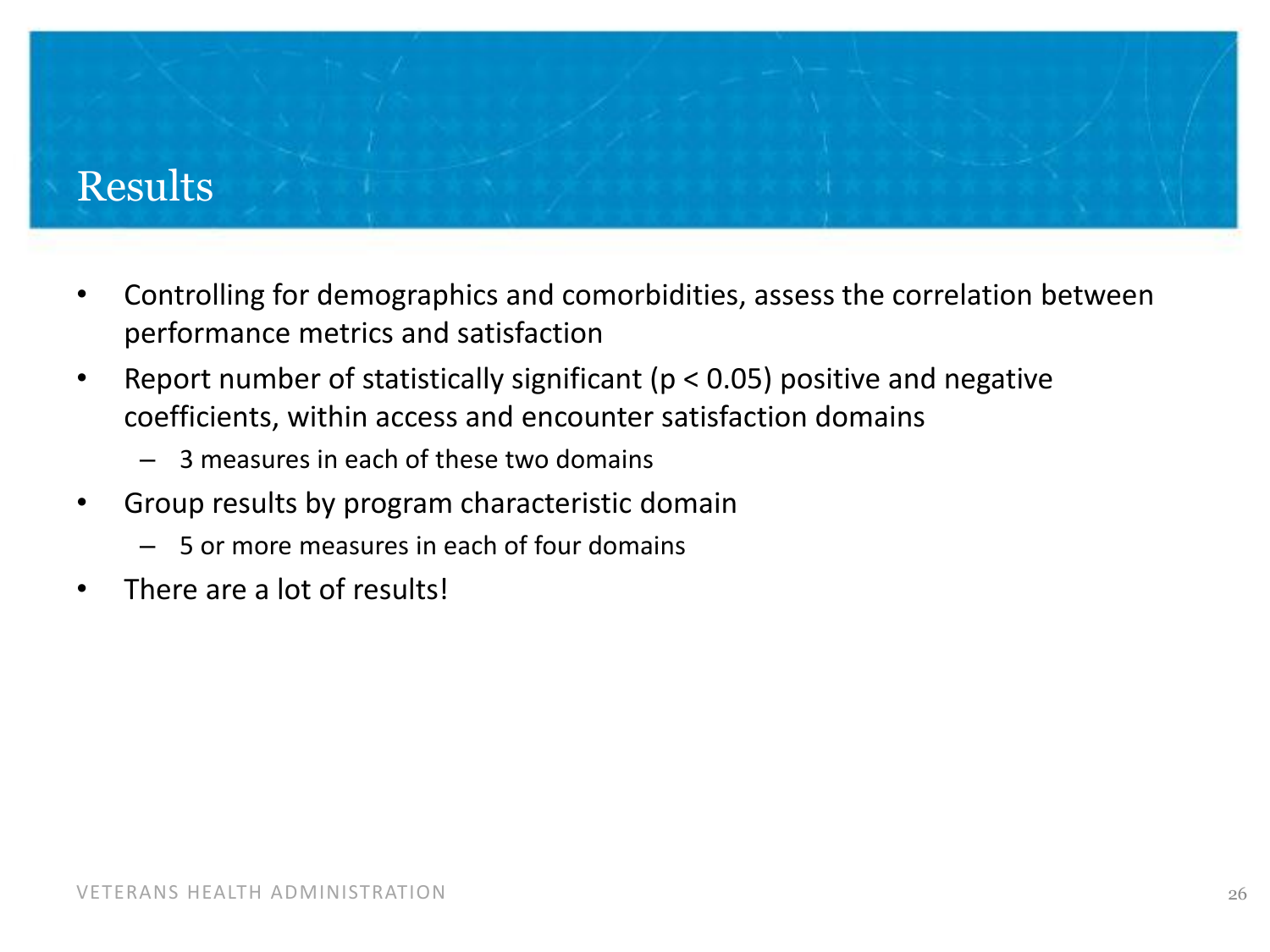# Results

- Controlling for demographics and comorbidities, assess the correlation between performance metrics and satisfaction
- Report number of statistically significant ($p < 0.05$) positive and negative coefficients, within access and encounter satisfaction domains
  - 3 measures in each of these two domains
- Group results by program characteristic domain
  - 5 or more measures in each of four domains
- There are a lot of results!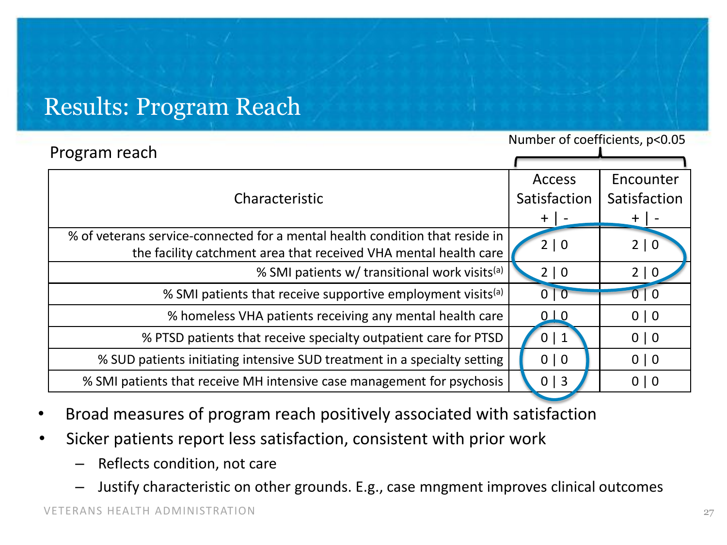# Results: Program Reach

Program reach

Number of coefficients, $p<0.05$

| Characteristic | Access Satisfaction + \| - | Encounter Satisfaction + \| - |
|---|---|---|
| % of veterans service-connected for a mental health condition that reside in the facility catchment area that received VHA mental health care | 2 \| 0 | 2 \| 0 |
| % SMI patients w/ transitional work visits[a] | 2 \| 0 | 2 \| 0 |
| % SMI patients that receive supportive employment visits[a] | 0 \| 0 | 0 \| 0 |
| % homeless VHA patients receiving any mental health care | 0 \| 0 | 0 \| 0 |
| % PTSD patients that receive specialty outpatient care for PTSD | 0 \| 1 | 0 \| 0 |
| % SUD patients initiating intensive SUD treatment in a specialty setting | 0 \| 0 | 0 \| 0 |
| % SMI patients that receive MH intensive case management for psychosis | 0 \| 3 | 0 \| 0 |

- Broad measures of program reach positively associated with satisfaction
- Sicker patients report less satisfaction, consistent with prior work
  - Reflects condition, not care
  - Justify characteristic on other grounds. E.g., case mngment improves clinical outcomes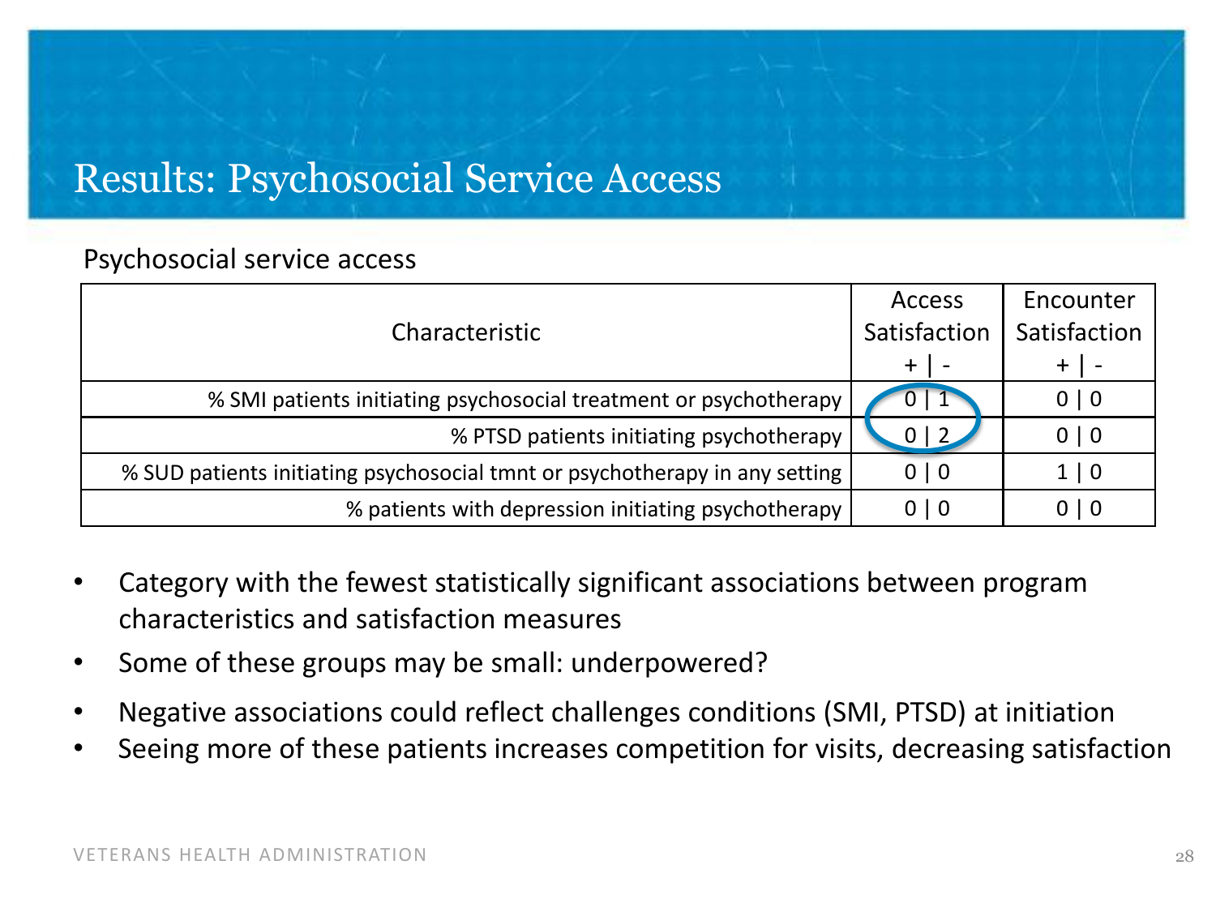# Results: Psychosocial Service Access

Psychosocial service access

| Characteristic | Access Satisfaction + \| - | Encounter Satisfaction + \| - |
|---|---|---|
| % SMI patients initiating psychosocial treatment or psychotherapy | 0 \| 1 | 0 \| 0 |
| % PTSD patients initiating psychotherapy | 0 \| 2 | 0 \| 0 |
| % SUD patients initiating psychosocial tmnt or psychotherapy in any setting | 0 \| 0 | 1 \| 0 |
| % patients with depression initiating psychotherapy | 0 \| 0 | 0 \| 0 |

- Category with the fewest statistically significant associations between program characteristics and satisfaction measures
- Some of these groups may be small: underpowered?
- Negative associations could reflect challenges conditions (SMI, PTSD) at initiation
- Seeing more of these patients increases competition for visits, decreasing satisfaction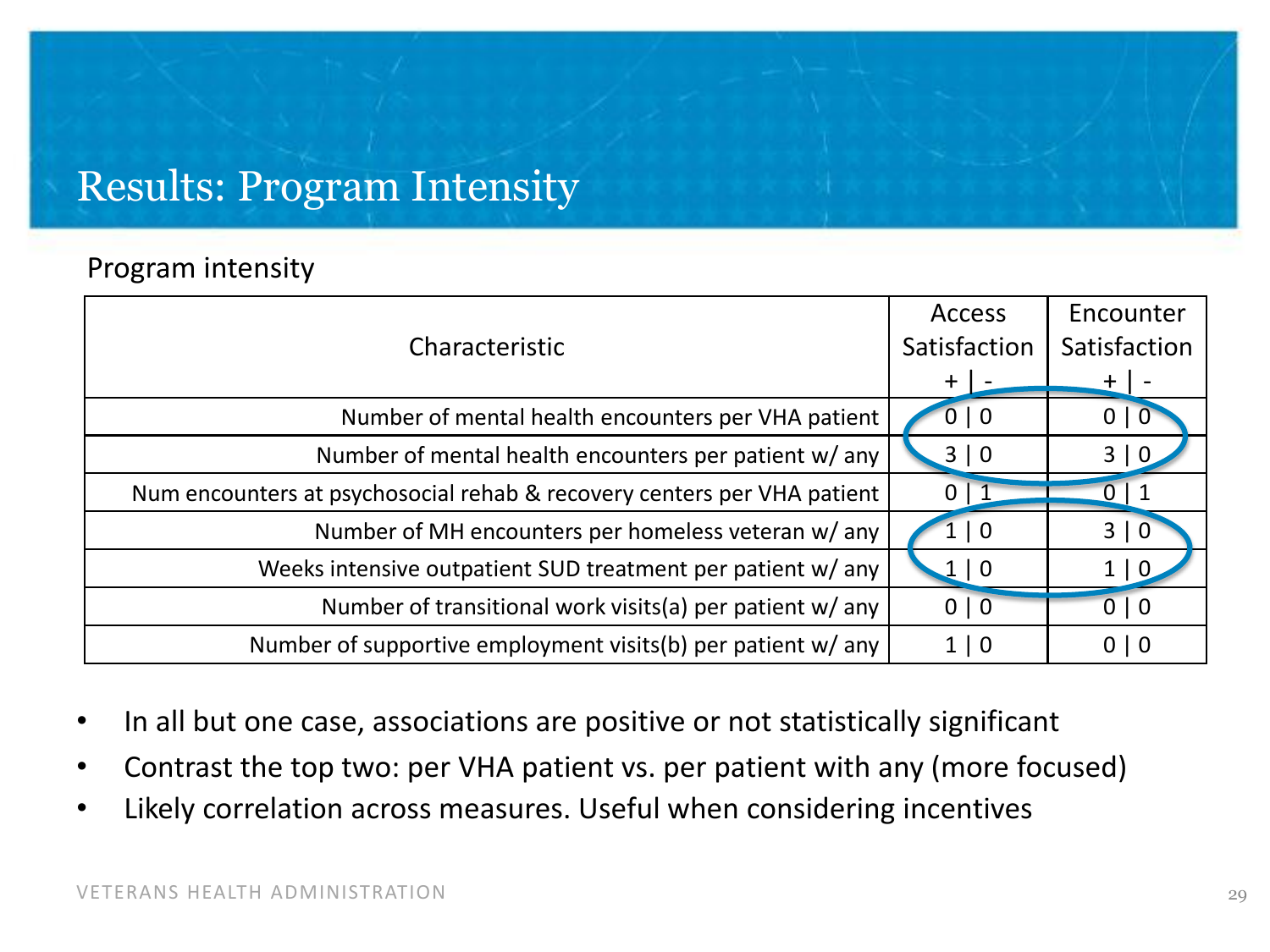# Results: Program Intensity

Program intensity

| Characteristic | Access Satisfaction + \| - | Encounter Satisfaction + \| - |
|---|---|---|
| Number of mental health encounters per VHA patient | 0 \| 0 | 0 \| 0 |
| Number of mental health encounters per patient w/ any | 3 \| 0 | 3 \| 0 |
| Num encounters at psychosocial rehab & recovery centers per VHA patient | 0 \| 1 | 0 \| 1 |
| Number of MH encounters per homeless veteran w/ any | 1 \| 0 | 3 \| 0 |
| Weeks intensive outpatient SUD treatment per patient w/ any | 1 \| 0 | 1 \| 0 |
| Number of transitional work visits(a) per patient w/ any | 0 \| 0 | 0 \| 0 |
| Number of supportive employment visits(b) per patient w/ any | 1 \| 0 | 0 \| 0 |

- In all but one case, associations are positive or not statistically significant
- Contrast the top two: per VHA patient vs. per patient with any (more focused)
- Likely correlation across measures. Useful when considering incentives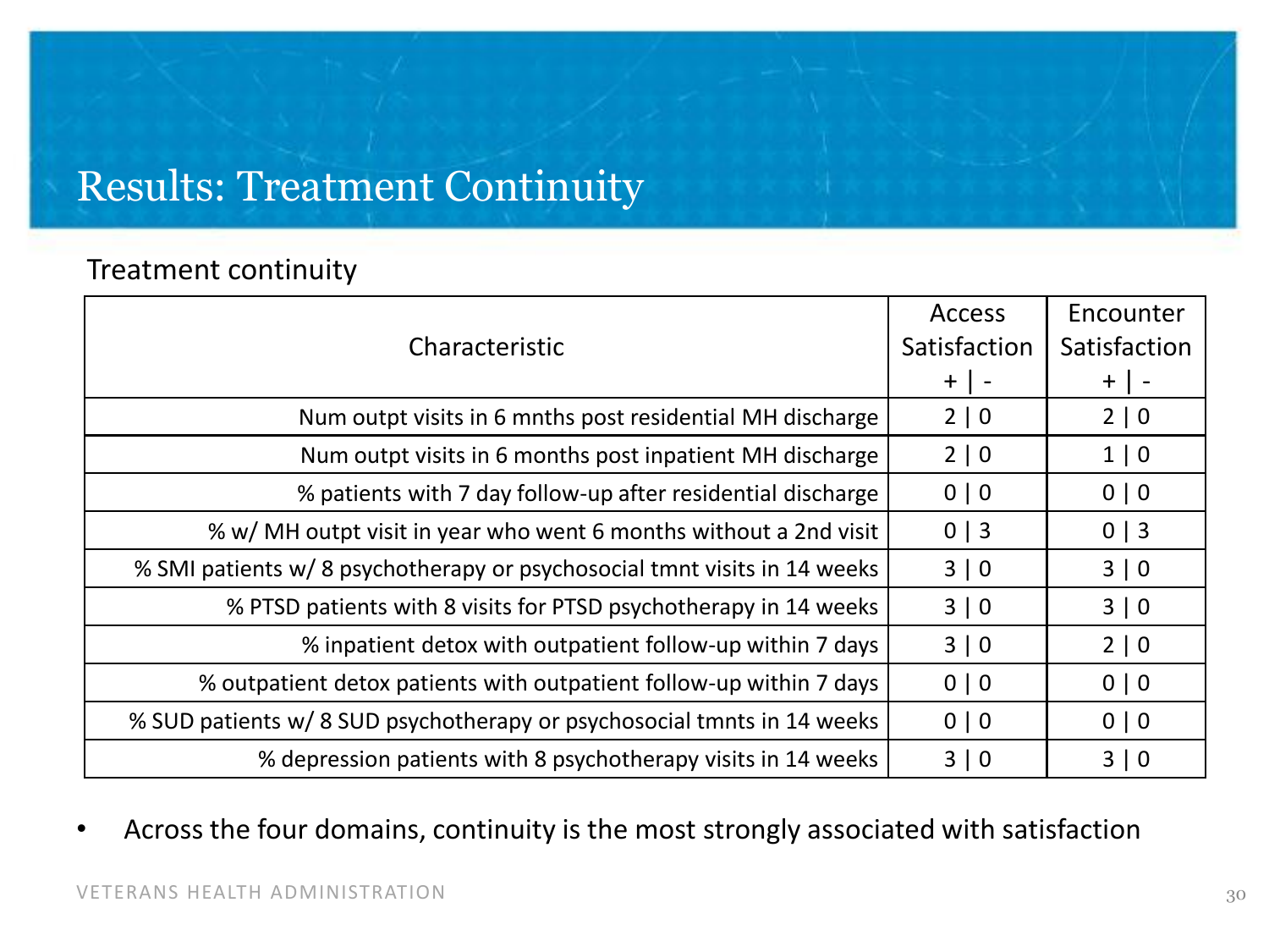# Results: Treatment Continuity

Treatment continuity

| Characteristic | Access Satisfaction + \| - | Encounter Satisfaction + \| - |
|---|---|---|
| Num outpt visits in 6 mnths post residential MH discharge | 2 \| 0 | 2 \| 0 |
| Num outpt visits in 6 months post inpatient MH discharge | 2 \| 0 | 1 \| 0 |
| % patients with 7 day follow-up after residential discharge | 0 \| 0 | 0 \| 0 |
| % w/ MH outpt visit in year who went 6 months without a 2nd visit | 0 \| 3 | 0 \| 3 |
| % SMI patients w/ 8 psychotherapy or psychosocial tmnt visits in 14 weeks | 3 \| 0 | 3 \| 0 |
| % PTSD patients with 8 visits for PTSD psychotherapy in 14 weeks | 3 \| 0 | 3 \| 0 |
| % inpatient detox with outpatient follow-up within 7 days | 3 \| 0 | 2 \| 0 |
| % outpatient detox patients with outpatient follow-up within 7 days | 0 \| 0 | 0 \| 0 |
| % SUD patients w/ 8 SUD psychotherapy or psychosocial tmnts in 14 weeks | 0 \| 0 | 0 \| 0 |
| % depression patients with 8 psychotherapy visits in 14 weeks | 3 \| 0 | 3 \| 0 |

- Across the four domains, continuity is the most strongly associated with satisfaction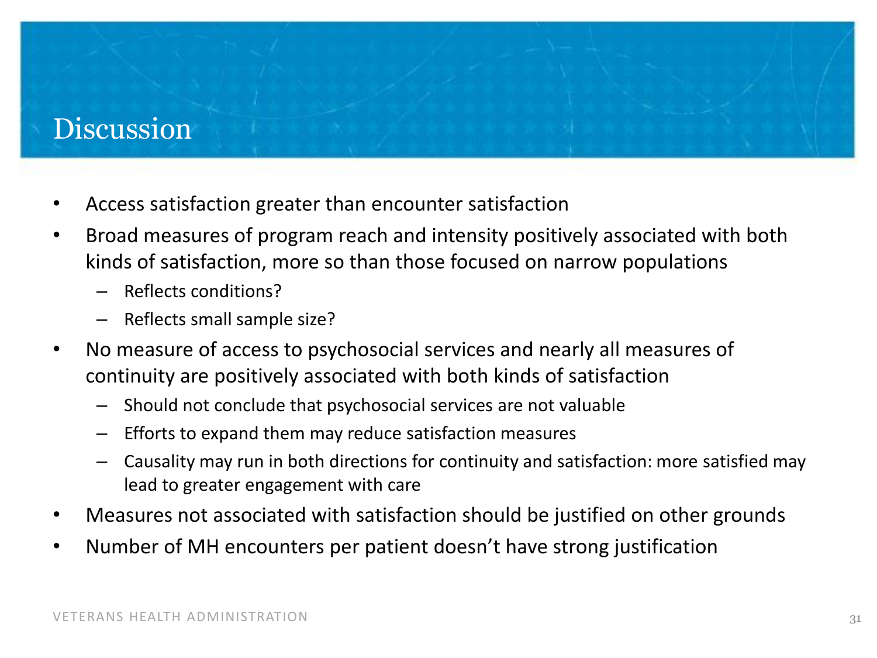# Discussion

- Access satisfaction greater than encounter satisfaction
- Broad measures of program reach and intensity positively associated with both kinds of satisfaction, more so than those focused on narrow populations
  - Reflects conditions?
  - Reflects small sample size?
- No measure of access to psychosocial services and nearly all measures of continuity are positively associated with both kinds of satisfaction
  - Should not conclude that psychosocial services are not valuable
  - Efforts to expand them may reduce satisfaction measures
  - Causality may run in both directions for continuity and satisfaction: more satisfied may lead to greater engagement with care
- Measures not associated with satisfaction should be justified on other grounds
- Number of MH encounters per patient doesn't have strong justification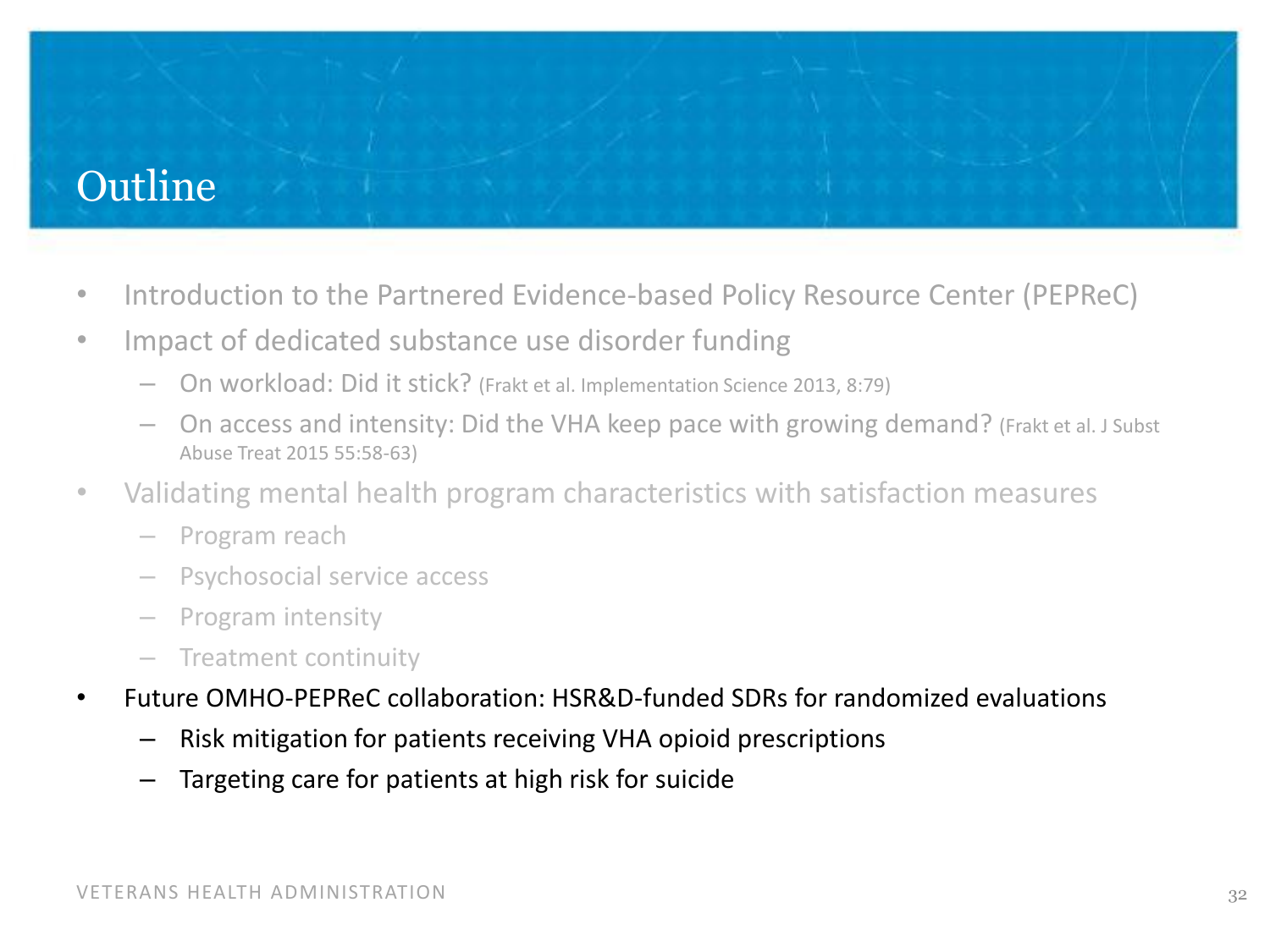# Outline

- Introduction to the Partnered Evidence-based Policy Resource Center (PEPReC)
- Impact of dedicated substance use disorder funding
  - On workload: Did it stick? (Frakt et al. Implementation Science 2013, 8:79)
  - On access and intensity: Did the VHA keep pace with growing demand? (Frakt et al. J Subst Abuse Treat 2015 55:58-63)
- Validating mental health program characteristics with satisfaction measures
  - Program reach
  - Psychosocial service access
  - Program intensity
  - Treatment continuity
- Future OMHO-PEPReC collaboration: HSR&D-funded SDRs for randomized evaluations
  - Risk mitigation for patients receiving VHA opioid prescriptions
  - Targeting care for patients at high risk for suicide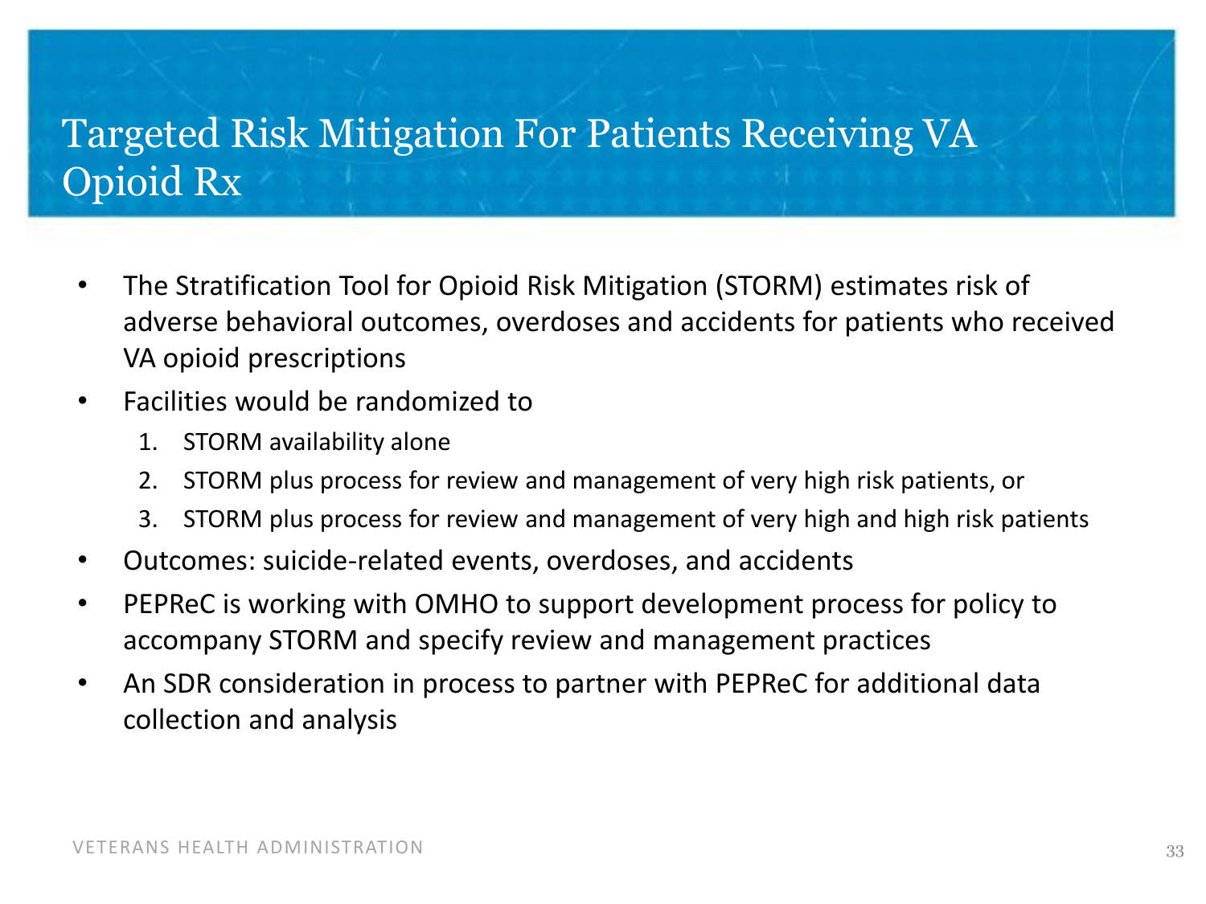# Targeted Risk Mitigation For Patients Receiving VA Opioid Rx

- The Stratification Tool for Opioid Risk Mitigation (STORM) estimates risk of adverse behavioral outcomes, overdoses and accidents for patients who received VA opioid prescriptions
- Facilities would be randomized to
  1. STORM availability alone
  2. STORM plus process for review and management of very high risk patients, or
  3. STORM plus process for review and management of very high and high risk patients
- Outcomes: suicide-related events, overdoses, and accidents
- PEPReC is working with OMHO to support development process for policy to accompany STORM and specify review and management practices
- An SDR consideration in process to partner with PEPReC for additional data collection and analysis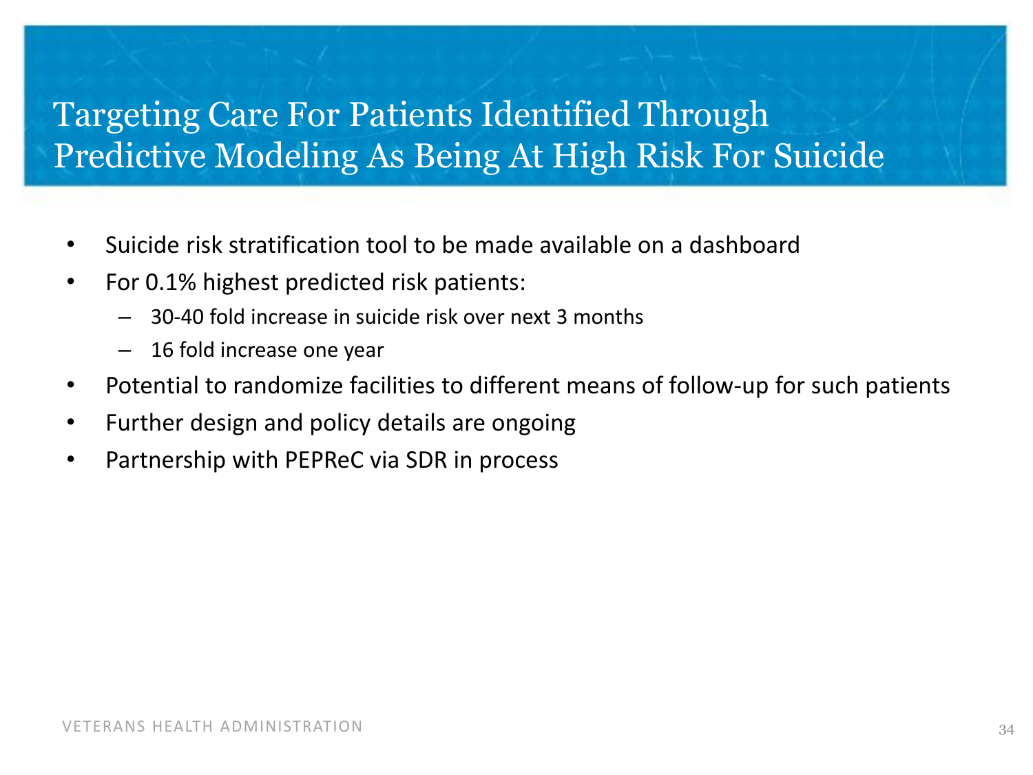# Targeting Care For Patients Identified Through Predictive Modeling As Being At High Risk For Suicide

- Suicide risk stratification tool to be made available on a dashboard
- For 0.1% highest predicted risk patients:
  - 30-40 fold increase in suicide risk over next 3 months
  - 16 fold increase one year
- Potential to randomize facilities to different means of follow-up for such patients
- Further design and policy details are ongoing
- Partnership with PEPReC via SDR in process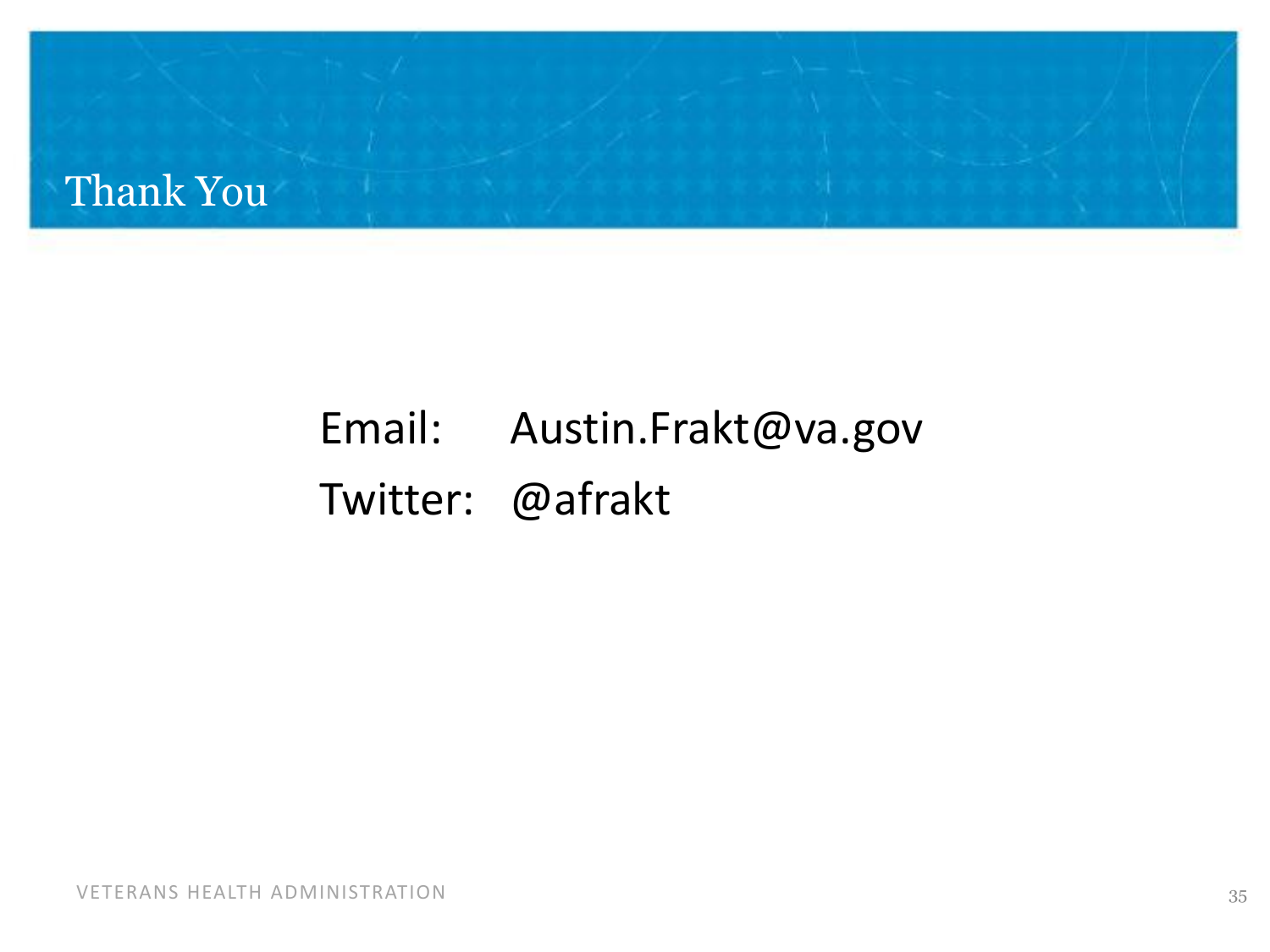# Thank You

Email: Austin.Frakt@va.gov

Twitter: @afrakt